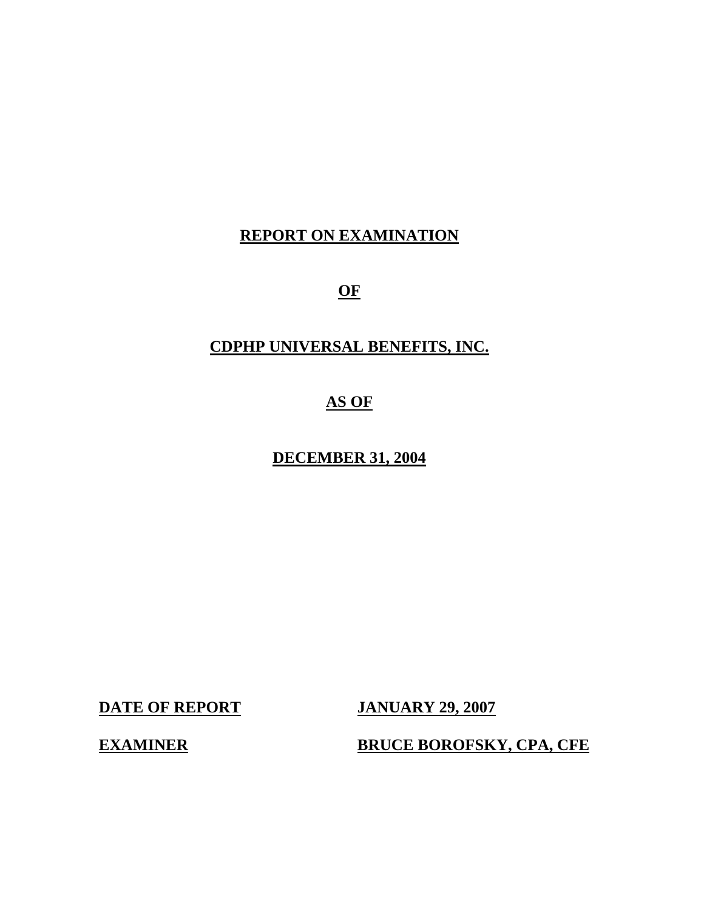# REPORT ON EXAMINATION

# OF

# CDPHP UNIVERSAL BENEFITS, INC.

# AS OF

# DECEMBER 31, 2004

| **DATE OF REPORT** | **JANUARY 29, 2007** |
|---|---|
| **EXAMINER** | **BRUCE BOROFSKY, CPA, CFE** |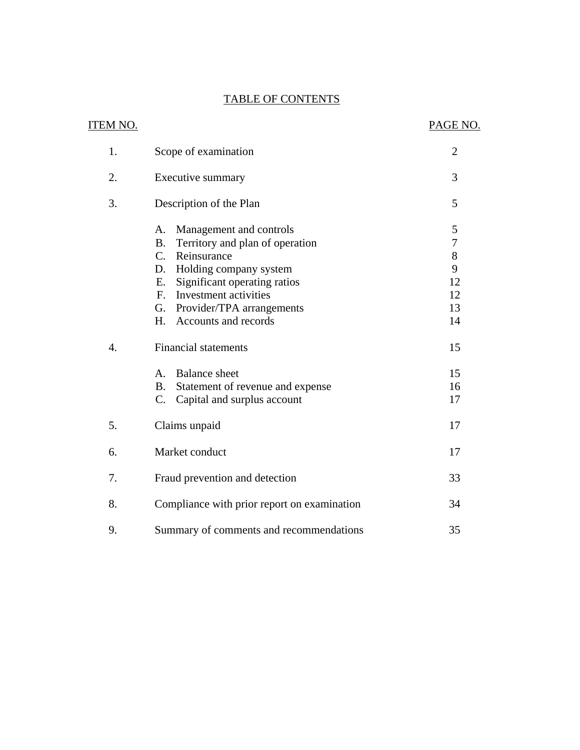# TABLE OF CONTENTS

| ITEM NO. | | PAGE NO. |
|---|---|---|
| 1. | Scope of examination | 2 |
| 2. | Executive summary | 3 |
| 3. | Description of the Plan | 5 |
| | A. Management and controls | 5 |
| | B. Territory and plan of operation | 7 |
| | C. Reinsurance | 8 |
| | D. Holding company system | 9 |
| | E. Significant operating ratios | 12 |
| | F. Investment activities | 12 |
| | G. Provider/TPA arrangements | 13 |
| | H. Accounts and records | 14 |
| 4. | Financial statements | 15 |
| | A. Balance sheet | 15 |
| | B. Statement of revenue and expense | 16 |
| | C. Capital and surplus account | 17 |
| 5. | Claims unpaid | 17 |
| 6. | Market conduct | 17 |
| 7. | Fraud prevention and detection | 33 |
| 8. | Compliance with prior report on examination | 34 |
| 9. | Summary of comments and recommendations | 35 |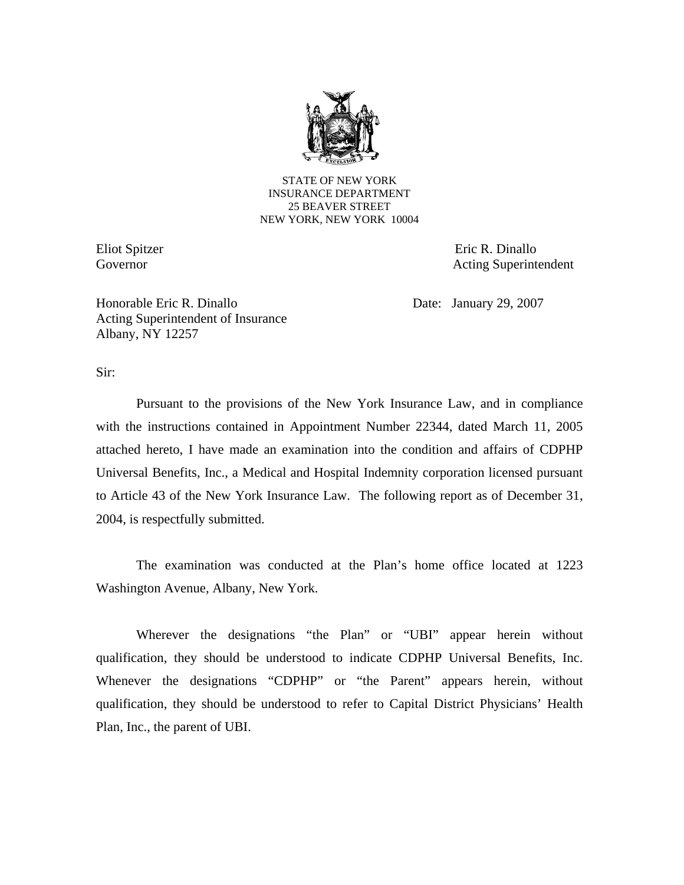STATE OF NEW YORK
INSURANCE DEPARTMENT
25 BEAVER STREET
NEW YORK, NEW YORK 10004

Eliot Spitzer
Governor

Eric R. Dinallo
Acting Superintendent

Honorable Eric R. Dinallo
Acting Superintendent of Insurance
Albany, NY 12257

Date: January 29, 2007

Sir:

Pursuant to the provisions of the New York Insurance Law, and in compliance with the instructions contained in Appointment Number 22344, dated March 11, 2005 attached hereto, I have made an examination into the condition and affairs of CDPHP Universal Benefits, Inc., a Medical and Hospital Indemnity corporation licensed pursuant to Article 43 of the New York Insurance Law. The following report as of December 31, 2004, is respectfully submitted.

The examination was conducted at the Plan's home office located at 1223 Washington Avenue, Albany, New York.

Wherever the designations "the Plan" or "UBI" appear herein without qualification, they should be understood to indicate CDPHP Universal Benefits, Inc. Whenever the designations "CDPHP" or "the Parent" appears herein, without qualification, they should be understood to refer to Capital District Physicians' Health Plan, Inc., the parent of UBI.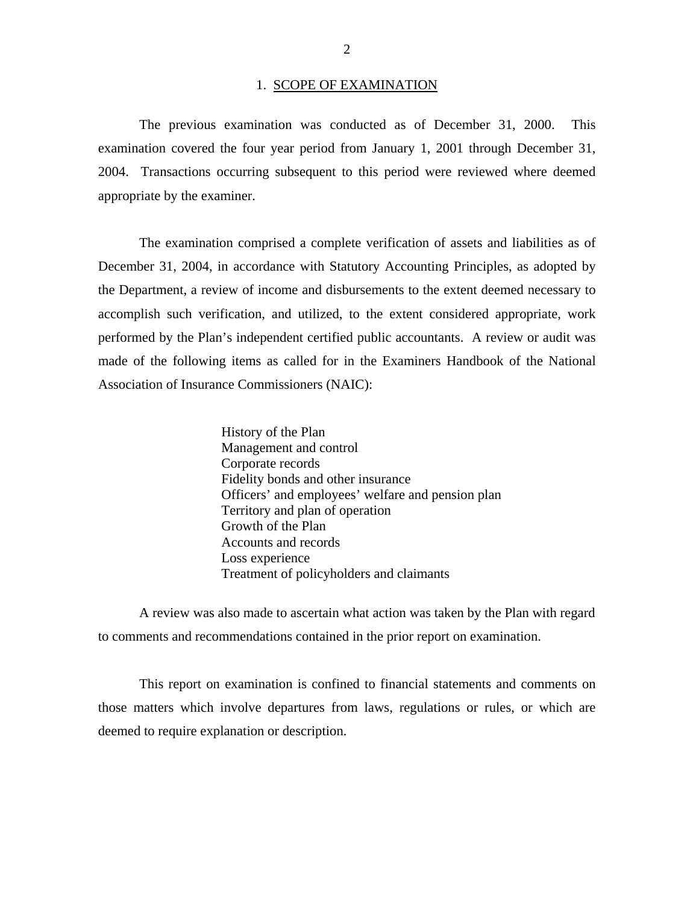## 1. SCOPE OF EXAMINATION

The previous examination was conducted as of December 31, 2000. This examination covered the four year period from January 1, 2001 through December 31, 2004. Transactions occurring subsequent to this period were reviewed where deemed appropriate by the examiner.

The examination comprised a complete verification of assets and liabilities as of December 31, 2004, in accordance with Statutory Accounting Principles, as adopted by the Department, a review of income and disbursements to the extent deemed necessary to accomplish such verification, and utilized, to the extent considered appropriate, work performed by the Plan's independent certified public accountants. A review or audit was made of the following items as called for in the Examiners Handbook of the National Association of Insurance Commissioners (NAIC):

- History of the Plan
- Management and control
- Corporate records
- Fidelity bonds and other insurance
- Officers' and employees' welfare and pension plan
- Territory and plan of operation
- Growth of the Plan
- Accounts and records
- Loss experience
- Treatment of policyholders and claimants

A review was also made to ascertain what action was taken by the Plan with regard to comments and recommendations contained in the prior report on examination.

This report on examination is confined to financial statements and comments on those matters which involve departures from laws, regulations or rules, or which are deemed to require explanation or description.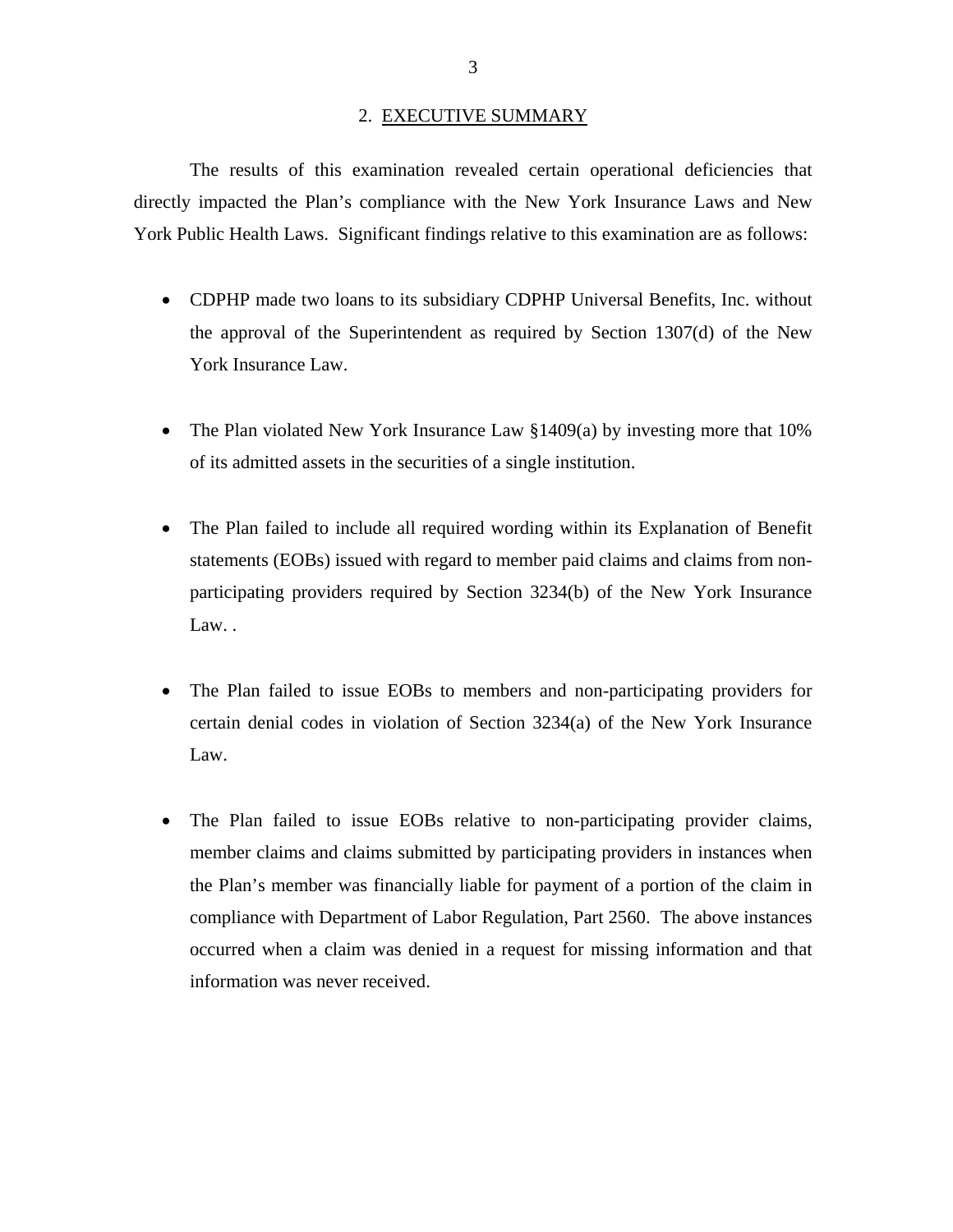## 2. EXECUTIVE SUMMARY

The results of this examination revealed certain operational deficiencies that directly impacted the Plan's compliance with the New York Insurance Laws and New York Public Health Laws. Significant findings relative to this examination are as follows:

- CDPHP made two loans to its subsidiary CDPHP Universal Benefits, Inc. without the approval of the Superintendent as required by Section 1307(d) of the New York Insurance Law.

- The Plan violated New York Insurance Law §1409(a) by investing more that 10% of its admitted assets in the securities of a single institution.

- The Plan failed to include all required wording within its Explanation of Benefit statements (EOBs) issued with regard to member paid claims and claims from non-participating providers required by Section 3234(b) of the New York Insurance Law. .

- The Plan failed to issue EOBs to members and non-participating providers for certain denial codes in violation of Section 3234(a) of the New York Insurance Law.

- The Plan failed to issue EOBs relative to non-participating provider claims, member claims and claims submitted by participating providers in instances when the Plan's member was financially liable for payment of a portion of the claim in compliance with Department of Labor Regulation, Part 2560. The above instances occurred when a claim was denied in a request for missing information and that information was never received.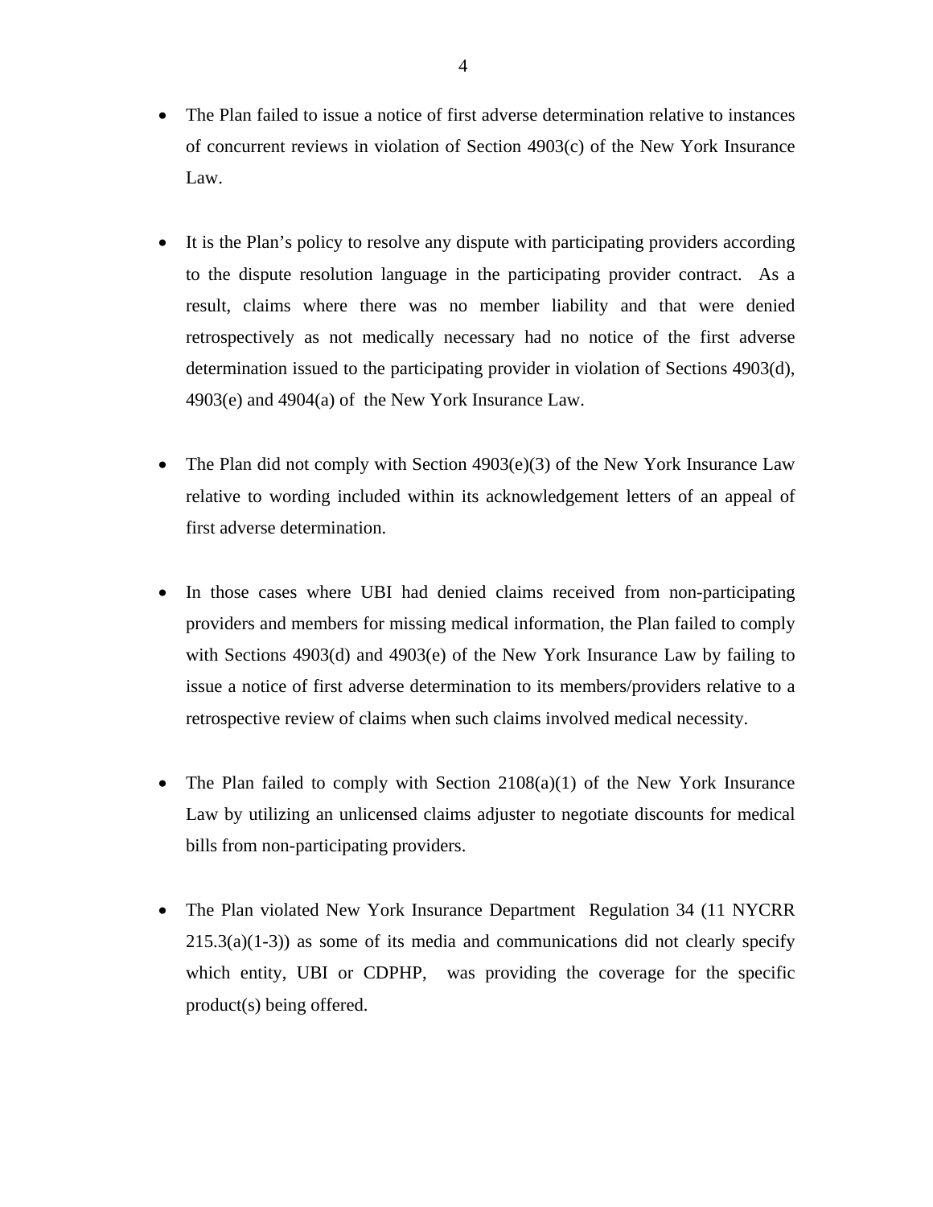- The Plan failed to issue a notice of first adverse determination relative to instances of concurrent reviews in violation of Section 4903(c) of the New York Insurance Law.

- It is the Plan's policy to resolve any dispute with participating providers according to the dispute resolution language in the participating provider contract. As a result, claims where there was no member liability and that were denied retrospectively as not medically necessary had no notice of the first adverse determination issued to the participating provider in violation of Sections 4903(d), 4903(e) and 4904(a) of the New York Insurance Law.

- The Plan did not comply with Section 4903(e)(3) of the New York Insurance Law relative to wording included within its acknowledgement letters of an appeal of first adverse determination.

- In those cases where UBI had denied claims received from non-participating providers and members for missing medical information, the Plan failed to comply with Sections 4903(d) and 4903(e) of the New York Insurance Law by failing to issue a notice of first adverse determination to its members/providers relative to a retrospective review of claims when such claims involved medical necessity.

- The Plan failed to comply with Section 2108(a)(1) of the New York Insurance Law by utilizing an unlicensed claims adjuster to negotiate discounts for medical bills from non-participating providers.

- The Plan violated New York Insurance Department Regulation 34 (11 NYCRR 215.3(a)(1-3)) as some of its media and communications did not clearly specify which entity, UBI or CDPHP, was providing the coverage for the specific product(s) being offered.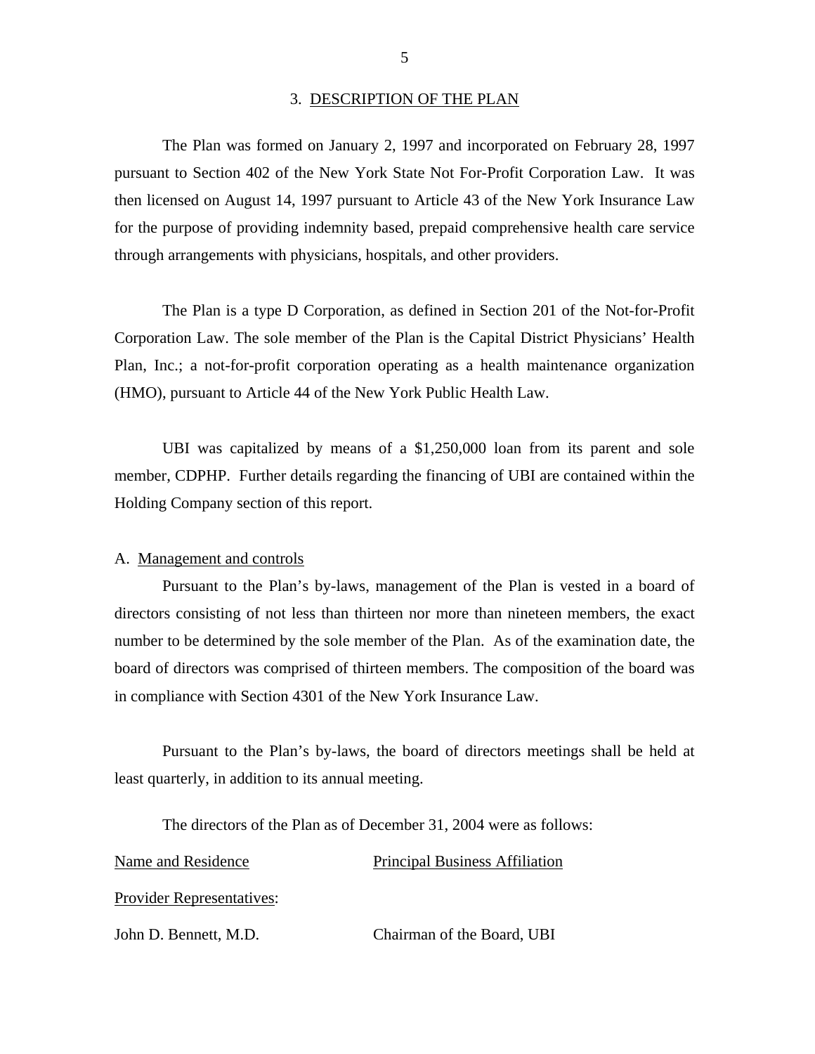## 3. DESCRIPTION OF THE PLAN

The Plan was formed on January 2, 1997 and incorporated on February 28, 1997 pursuant to Section 402 of the New York State Not For-Profit Corporation Law. It was then licensed on August 14, 1997 pursuant to Article 43 of the New York Insurance Law for the purpose of providing indemnity based, prepaid comprehensive health care service through arrangements with physicians, hospitals, and other providers.

The Plan is a type D Corporation, as defined in Section 201 of the Not-for-Profit Corporation Law. The sole member of the Plan is the Capital District Physicians' Health Plan, Inc.; a not-for-profit corporation operating as a health maintenance organization (HMO), pursuant to Article 44 of the New York Public Health Law.

UBI was capitalized by means of a $1,250,000 loan from its parent and sole member, CDPHP. Further details regarding the financing of UBI are contained within the Holding Company section of this report.

### A. Management and controls

Pursuant to the Plan's by-laws, management of the Plan is vested in a board of directors consisting of not less than thirteen nor more than nineteen members, the exact number to be determined by the sole member of the Plan. As of the examination date, the board of directors was comprised of thirteen members. The composition of the board was in compliance with Section 4301 of the New York Insurance Law.

Pursuant to the Plan's by-laws, the board of directors meetings shall be held at least quarterly, in addition to its annual meeting.

The directors of the Plan as of December 31, 2004 were as follows:

| Name and Residence | Principal Business Affiliation |
|---|---|
| Provider Representatives: | |
| John D. Bennett, M.D. | Chairman of the Board, UBI |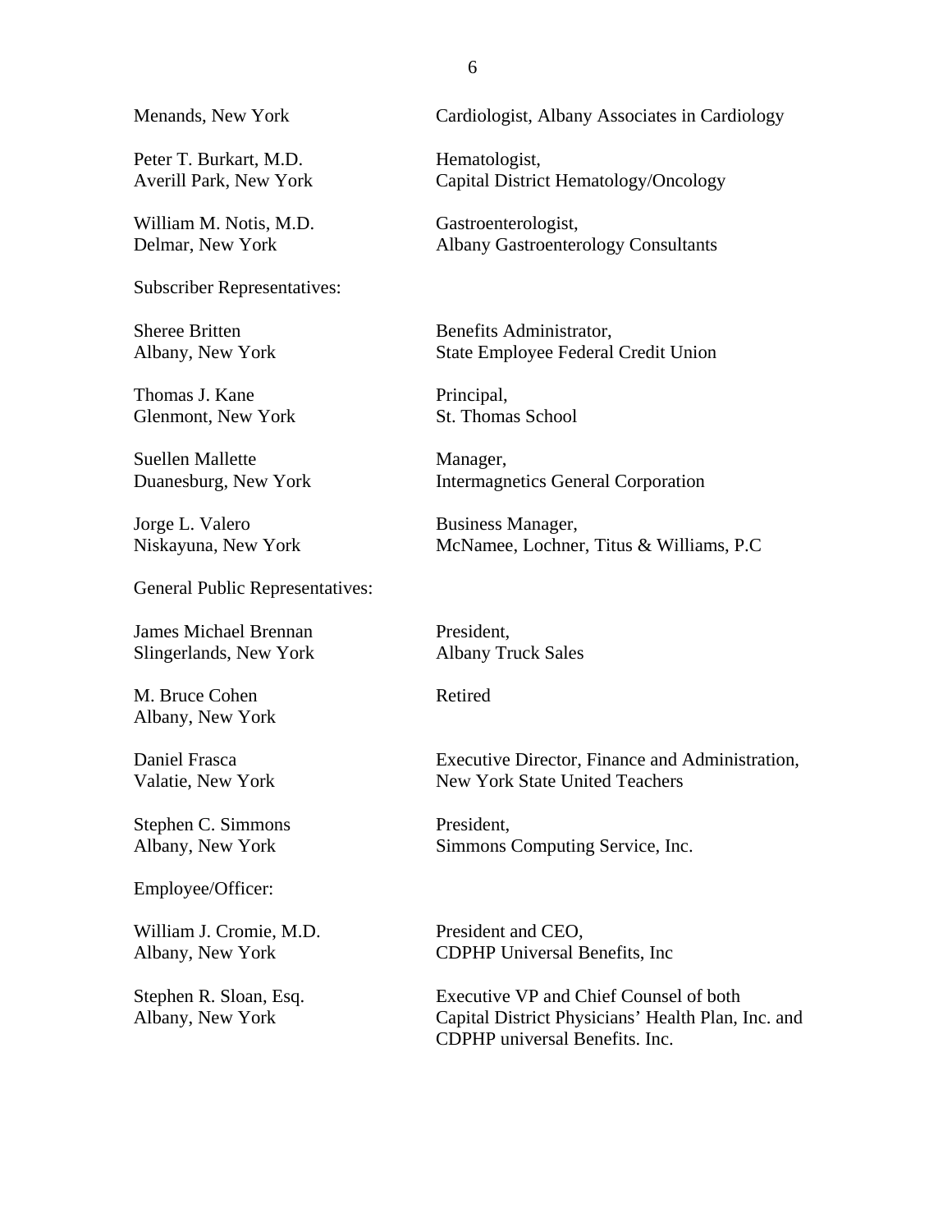| | |
|---|---|
| Menands, New York | Cardiologist, Albany Associates in Cardiology |
| Peter T. Burkart, M.D.<br>Averill Park, New York | Hematologist,<br>Capital District Hematology/Oncology |
| William M. Notis, M.D.<br>Delmar, New York | Gastroenterologist,<br>Albany Gastroenterology Consultants |
| Subscriber Representatives: | |
| Sheree Britten<br>Albany, New York | Benefits Administrator,<br>State Employee Federal Credit Union |
| Thomas J. Kane<br>Glenmont, New York | Principal,<br>St. Thomas School |
| Suellen Mallette<br>Duanesburg, New York | Manager,<br>Intermagnetics General Corporation |
| Jorge L. Valero<br>Niskayuna, New York | Business Manager,<br>McNamee, Lochner, Titus & Williams, P.C |
| General Public Representatives: | |
| James Michael Brennan<br>Slingerlands, New York | President,<br>Albany Truck Sales |
| M. Bruce Cohen<br>Albany, New York | Retired |
| Daniel Frasca<br>Valatie, New York | Executive Director, Finance and Administration,<br>New York State United Teachers |
| Stephen C. Simmons<br>Albany, New York | President,<br>Simmons Computing Service, Inc. |
| Employee/Officer: | |
| William J. Cromie, M.D.<br>Albany, New York | President and CEO,<br>CDPHP Universal Benefits, Inc |
| Stephen R. Sloan, Esq.<br>Albany, New York | Executive VP and Chief Counsel of both<br>Capital District Physicians' Health Plan, Inc. and<br>CDPHP universal Benefits. Inc. |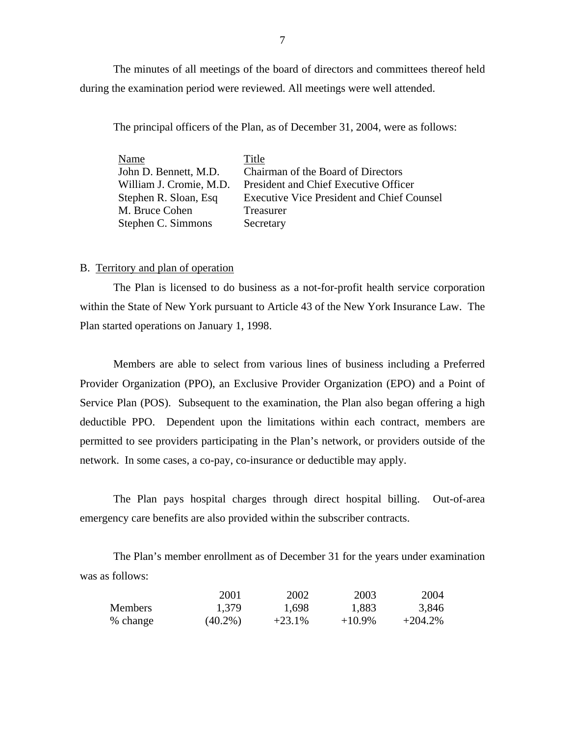The minutes of all meetings of the board of directors and committees thereof held during the examination period were reviewed. All meetings were well attended.

The principal officers of the Plan, as of December 31, 2004, were as follows:

| Name | Title |
|---|---|
| John D. Bennett, M.D. | Chairman of the Board of Directors |
| William J. Cromie, M.D. | President and Chief Executive Officer |
| Stephen R. Sloan, Esq | Executive Vice President and Chief Counsel |
| M. Bruce Cohen | Treasurer |
| Stephen C. Simmons | Secretary |

B. Territory and plan of operation

The Plan is licensed to do business as a not-for-profit health service corporation within the State of New York pursuant to Article 43 of the New York Insurance Law. The Plan started operations on January 1, 1998.

Members are able to select from various lines of business including a Preferred Provider Organization (PPO), an Exclusive Provider Organization (EPO) and a Point of Service Plan (POS). Subsequent to the examination, the Plan also began offering a high deductible PPO. Dependent upon the limitations within each contract, members are permitted to see providers participating in the Plan's network, or providers outside of the network. In some cases, a co-pay, co-insurance or deductible may apply.

The Plan pays hospital charges through direct hospital billing. Out-of-area emergency care benefits are also provided within the subscriber contracts.

The Plan's member enrollment as of December 31 for the years under examination was as follows:

| | 2001 | 2002 | 2003 | 2004 |
|---|---|---|---|---|
| Members | 1,379 | 1,698 | 1,883 | 3,846 |
| % change | (40.2%) | +23.1% | +10.9% | +204.2% |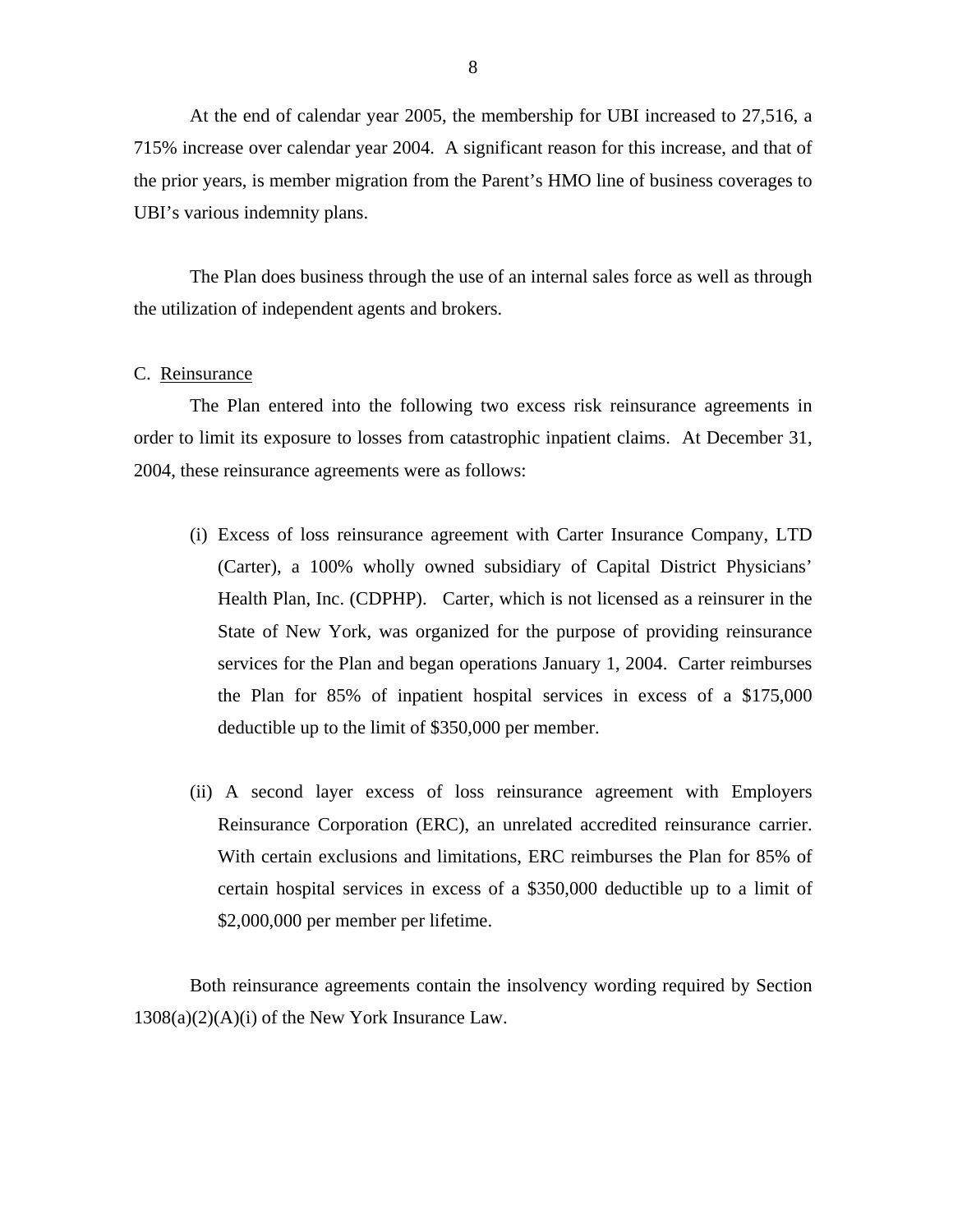At the end of calendar year 2005, the membership for UBI increased to 27,516, a 715% increase over calendar year 2004. A significant reason for this increase, and that of the prior years, is member migration from the Parent's HMO line of business coverages to UBI's various indemnity plans.

The Plan does business through the use of an internal sales force as well as through the utilization of independent agents and brokers.

C. Reinsurance

The Plan entered into the following two excess risk reinsurance agreements in order to limit its exposure to losses from catastrophic inpatient claims. At December 31, 2004, these reinsurance agreements were as follows:

(i) Excess of loss reinsurance agreement with Carter Insurance Company, LTD (Carter), a 100% wholly owned subsidiary of Capital District Physicians' Health Plan, Inc. (CDPHP). Carter, which is not licensed as a reinsurer in the State of New York, was organized for the purpose of providing reinsurance services for the Plan and began operations January 1, 2004. Carter reimburses the Plan for 85% of inpatient hospital services in excess of a $175,000 deductible up to the limit of $350,000 per member.

(ii) A second layer excess of loss reinsurance agreement with Employers Reinsurance Corporation (ERC), an unrelated accredited reinsurance carrier. With certain exclusions and limitations, ERC reimburses the Plan for 85% of certain hospital services in excess of a $350,000 deductible up to a limit of $2,000,000 per member per lifetime.

Both reinsurance agreements contain the insolvency wording required by Section 1308(a)(2)(A)(i) of the New York Insurance Law.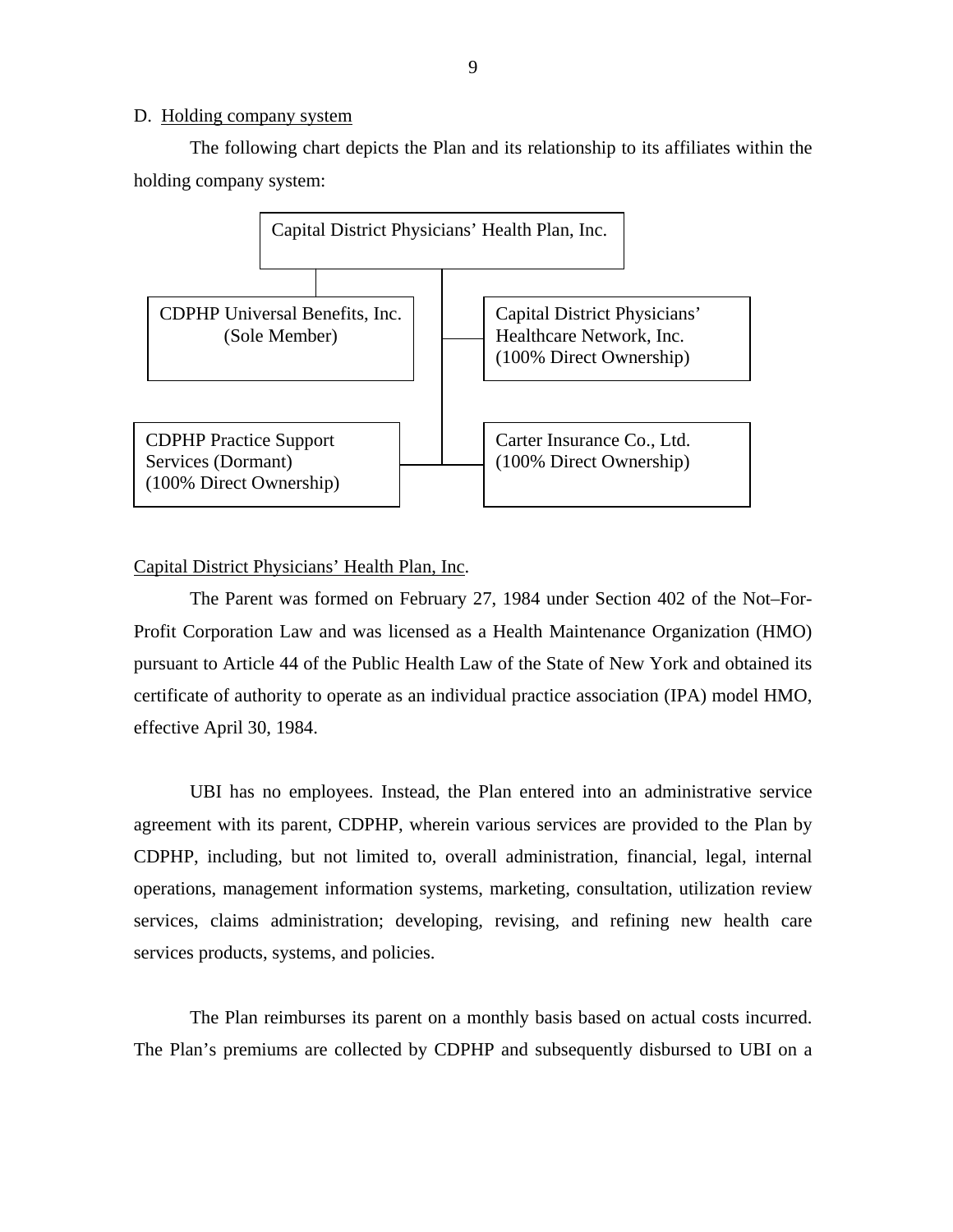D. Holding company system

The following chart depicts the Plan and its relationship to its affiliates within the holding company system:

Capital District Physicians' Health Plan, Inc.

- CDPHP Universal Benefits, Inc. (Sole Member)
- Capital District Physicians' Healthcare Network, Inc. (100% Direct Ownership)
- CDPHP Practice Support Services (Dormant) (100% Direct Ownership)
- Carter Insurance Co., Ltd. (100% Direct Ownership)

Capital District Physicians' Health Plan, Inc.

The Parent was formed on February 27, 1984 under Section 402 of the Not–For-Profit Corporation Law and was licensed as a Health Maintenance Organization (HMO) pursuant to Article 44 of the Public Health Law of the State of New York and obtained its certificate of authority to operate as an individual practice association (IPA) model HMO, effective April 30, 1984.

UBI has no employees. Instead, the Plan entered into an administrative service agreement with its parent, CDPHP, wherein various services are provided to the Plan by CDPHP, including, but not limited to, overall administration, financial, legal, internal operations, management information systems, marketing, consultation, utilization review services, claims administration; developing, revising, and refining new health care services products, systems, and policies.

The Plan reimburses its parent on a monthly basis based on actual costs incurred. The Plan's premiums are collected by CDPHP and subsequently disbursed to UBI on a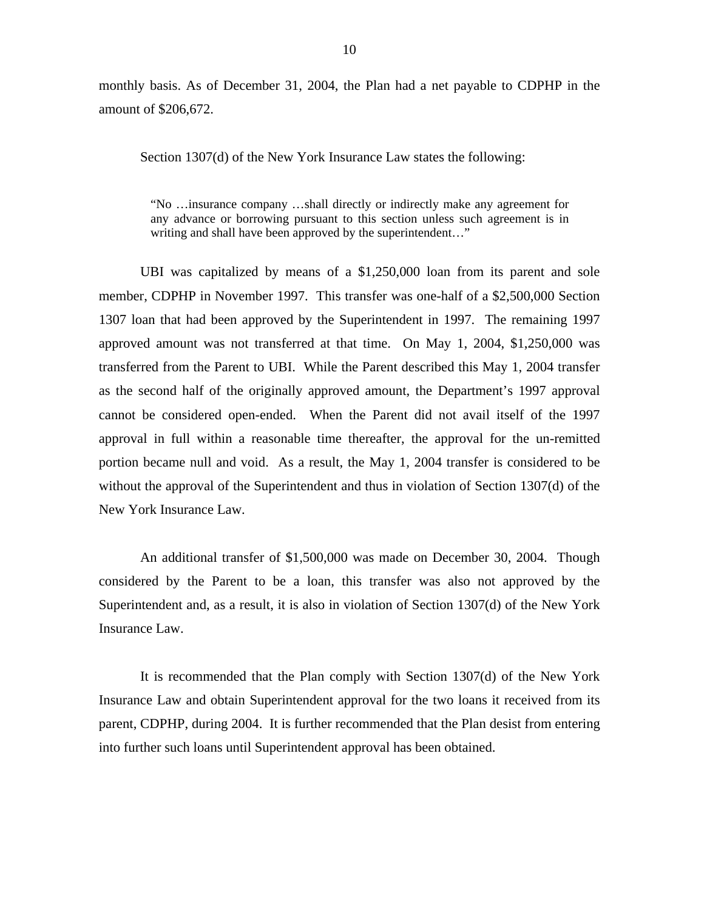monthly basis. As of December 31, 2004, the Plan had a net payable to CDPHP in the amount of $206,672.

Section 1307(d) of the New York Insurance Law states the following:

> "No …insurance company …shall directly or indirectly make any agreement for any advance or borrowing pursuant to this section unless such agreement is in writing and shall have been approved by the superintendent…"

UBI was capitalized by means of a $1,250,000 loan from its parent and sole member, CDPHP in November 1997. This transfer was one-half of a $2,500,000 Section 1307 loan that had been approved by the Superintendent in 1997. The remaining 1997 approved amount was not transferred at that time. On May 1, 2004, $1,250,000 was transferred from the Parent to UBI. While the Parent described this May 1, 2004 transfer as the second half of the originally approved amount, the Department's 1997 approval cannot be considered open-ended. When the Parent did not avail itself of the 1997 approval in full within a reasonable time thereafter, the approval for the un-remitted portion became null and void. As a result, the May 1, 2004 transfer is considered to be without the approval of the Superintendent and thus in violation of Section 1307(d) of the New York Insurance Law.

An additional transfer of $1,500,000 was made on December 30, 2004. Though considered by the Parent to be a loan, this transfer was also not approved by the Superintendent and, as a result, it is also in violation of Section 1307(d) of the New York Insurance Law.

It is recommended that the Plan comply with Section 1307(d) of the New York Insurance Law and obtain Superintendent approval for the two loans it received from its parent, CDPHP, during 2004. It is further recommended that the Plan desist from entering into further such loans until Superintendent approval has been obtained.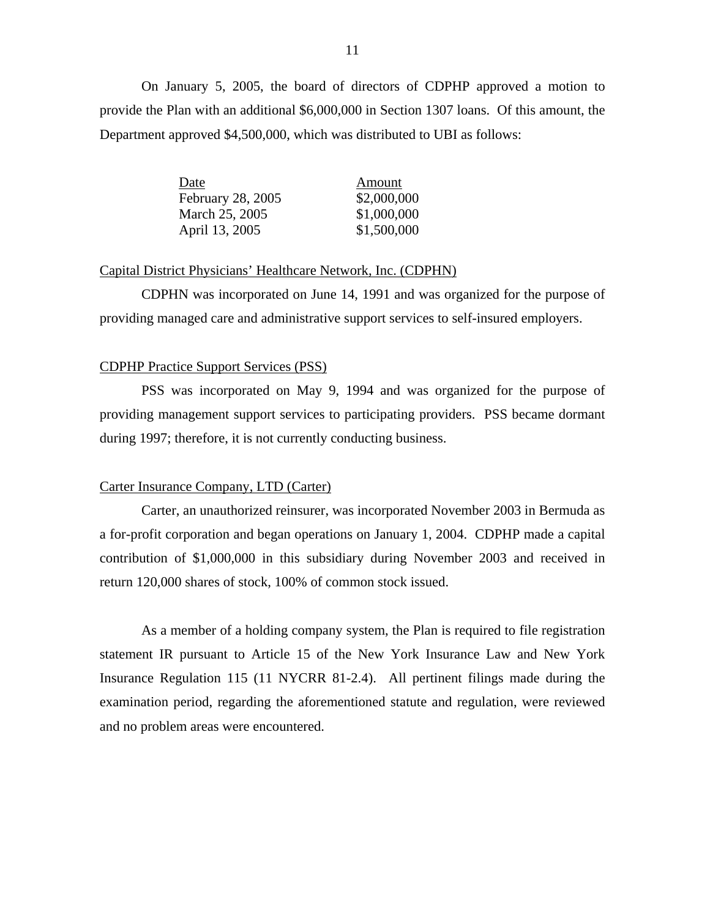On January 5, 2005, the board of directors of CDPHP approved a motion to provide the Plan with an additional $6,000,000 in Section 1307 loans. Of this amount, the Department approved $4,500,000, which was distributed to UBI as follows:

| Date | Amount |
|---|---|
| February 28, 2005 | $2,000,000 |
| March 25, 2005 | $1,000,000 |
| April 13, 2005 | $1,500,000 |

Capital District Physicians' Healthcare Network, Inc. (CDPHN)

CDPHN was incorporated on June 14, 1991 and was organized for the purpose of providing managed care and administrative support services to self-insured employers.

CDPHP Practice Support Services (PSS)

PSS was incorporated on May 9, 1994 and was organized for the purpose of providing management support services to participating providers. PSS became dormant during 1997; therefore, it is not currently conducting business.

Carter Insurance Company, LTD (Carter)

Carter, an unauthorized reinsurer, was incorporated November 2003 in Bermuda as a for-profit corporation and began operations on January 1, 2004. CDPHP made a capital contribution of $1,000,000 in this subsidiary during November 2003 and received in return 120,000 shares of stock, 100% of common stock issued.

As a member of a holding company system, the Plan is required to file registration statement IR pursuant to Article 15 of the New York Insurance Law and New York Insurance Regulation 115 (11 NYCRR 81-2.4). All pertinent filings made during the examination period, regarding the aforementioned statute and regulation, were reviewed and no problem areas were encountered.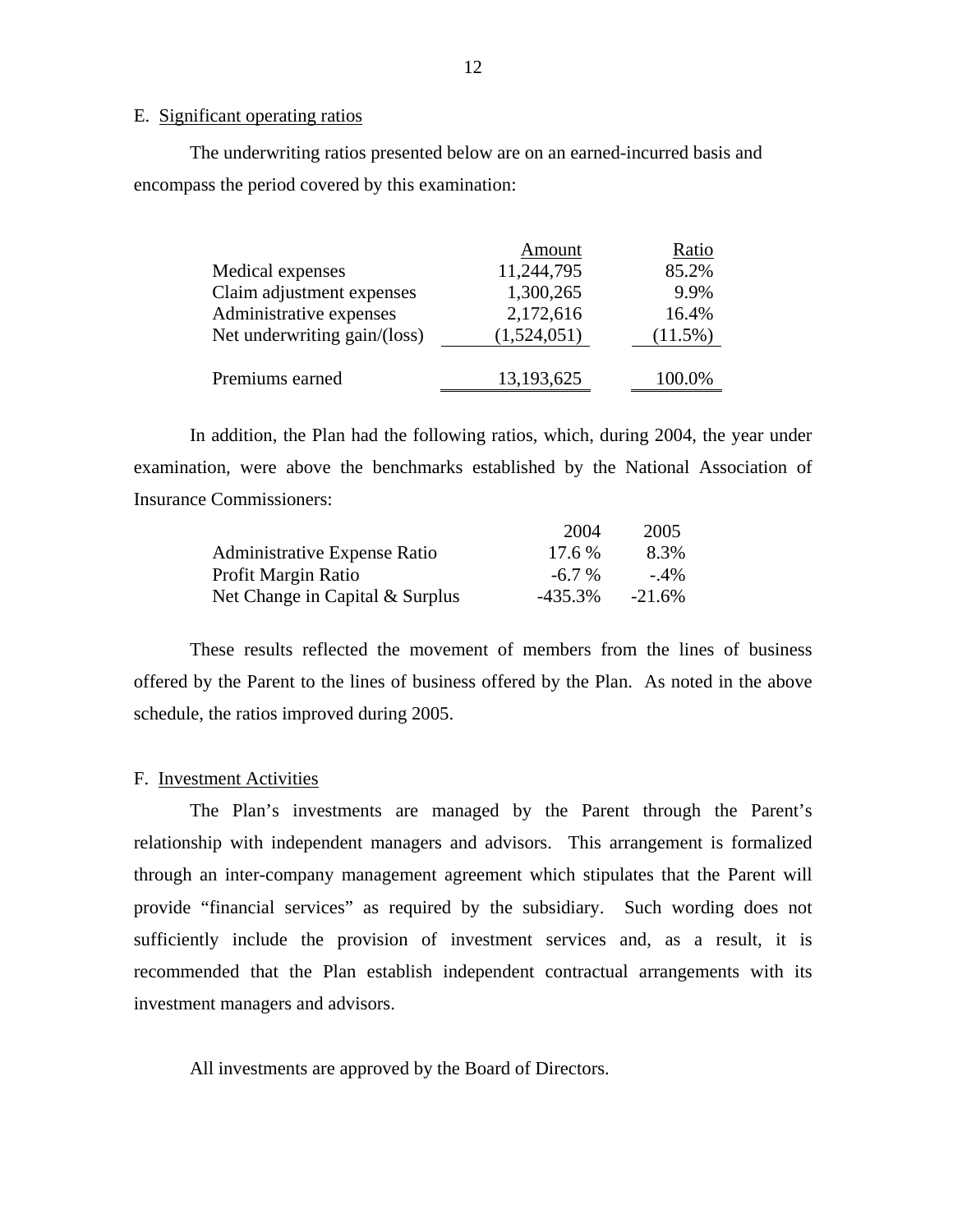## E. Significant operating ratios

The underwriting ratios presented below are on an earned-incurred basis and encompass the period covered by this examination:

| | Amount | Ratio |
|---|---|---|
| Medical expenses | 11,244,795 | 85.2% |
| Claim adjustment expenses | 1,300,265 | 9.9% |
| Administrative expenses | 2,172,616 | 16.4% |
| Net underwriting gain/(loss) | (1,524,051) | (11.5%) |
| Premiums earned | 13,193,625 | 100.0% |

In addition, the Plan had the following ratios, which, during 2004, the year under examination, were above the benchmarks established by the National Association of Insurance Commissioners:

| | 2004 | 2005 |
|---|---|---|
| Administrative Expense Ratio | 17.6 % | 8.3% |
| Profit Margin Ratio | -6.7 % | -.4% |
| Net Change in Capital & Surplus | -435.3% | -21.6% |

These results reflected the movement of members from the lines of business offered by the Parent to the lines of business offered by the Plan. As noted in the above schedule, the ratios improved during 2005.

## F. Investment Activities

The Plan's investments are managed by the Parent through the Parent's relationship with independent managers and advisors. This arrangement is formalized through an inter-company management agreement which stipulates that the Parent will provide "financial services" as required by the subsidiary. Such wording does not sufficiently include the provision of investment services and, as a result, it is recommended that the Plan establish independent contractual arrangements with its investment managers and advisors.

All investments are approved by the Board of Directors.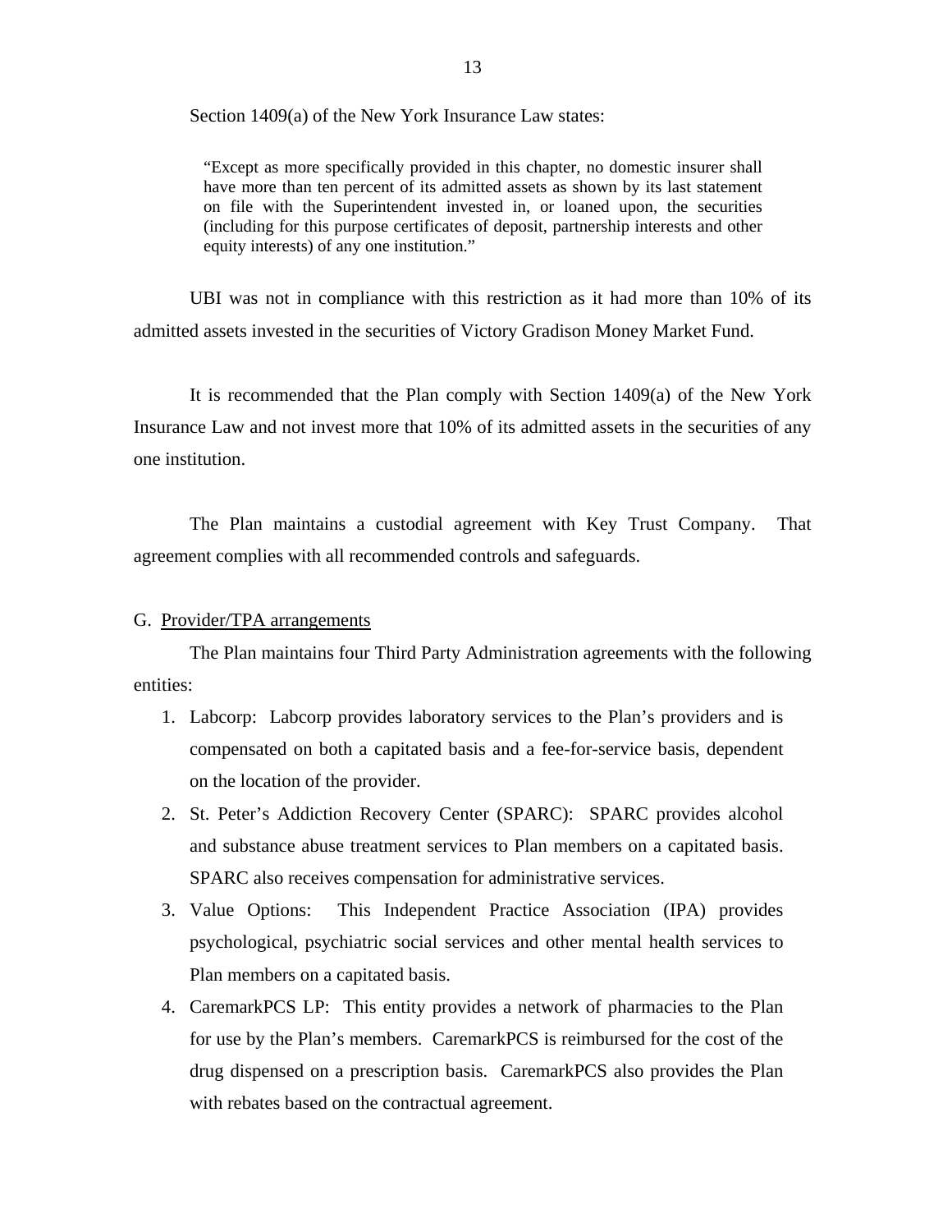Section 1409(a) of the New York Insurance Law states:

> "Except as more specifically provided in this chapter, no domestic insurer shall have more than ten percent of its admitted assets as shown by its last statement on file with the Superintendent invested in, or loaned upon, the securities (including for this purpose certificates of deposit, partnership interests and other equity interests) of any one institution."

UBI was not in compliance with this restriction as it had more than 10% of its admitted assets invested in the securities of Victory Gradison Money Market Fund.

It is recommended that the Plan comply with Section 1409(a) of the New York Insurance Law and not invest more that 10% of its admitted assets in the securities of any one institution.

The Plan maintains a custodial agreement with Key Trust Company. That agreement complies with all recommended controls and safeguards.

G. Provider/TPA arrangements

The Plan maintains four Third Party Administration agreements with the following entities:

1. Labcorp: Labcorp provides laboratory services to the Plan's providers and is compensated on both a capitated basis and a fee-for-service basis, dependent on the location of the provider.
2. St. Peter's Addiction Recovery Center (SPARC): SPARC provides alcohol and substance abuse treatment services to Plan members on a capitated basis. SPARC also receives compensation for administrative services.
3. Value Options: This Independent Practice Association (IPA) provides psychological, psychiatric social services and other mental health services to Plan members on a capitated basis.
4. CaremarkPCS LP: This entity provides a network of pharmacies to the Plan for use by the Plan's members. CaremarkPCS is reimbursed for the cost of the drug dispensed on a prescription basis. CaremarkPCS also provides the Plan with rebates based on the contractual agreement.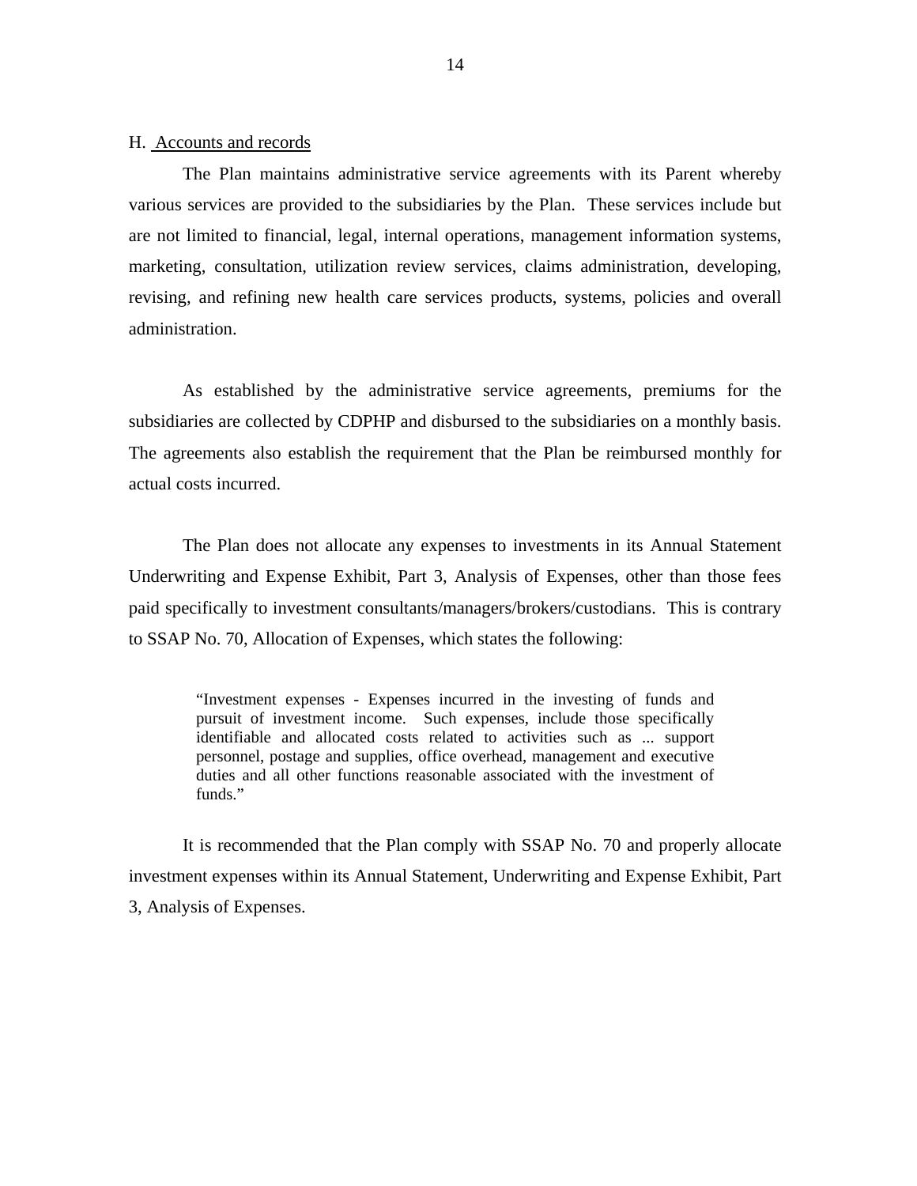H. Accounts and records

The Plan maintains administrative service agreements with its Parent whereby various services are provided to the subsidiaries by the Plan. These services include but are not limited to financial, legal, internal operations, management information systems, marketing, consultation, utilization review services, claims administration, developing, revising, and refining new health care services products, systems, policies and overall administration.

As established by the administrative service agreements, premiums for the subsidiaries are collected by CDPHP and disbursed to the subsidiaries on a monthly basis. The agreements also establish the requirement that the Plan be reimbursed monthly for actual costs incurred.

The Plan does not allocate any expenses to investments in its Annual Statement Underwriting and Expense Exhibit, Part 3, Analysis of Expenses, other than those fees paid specifically to investment consultants/managers/brokers/custodians. This is contrary to SSAP No. 70, Allocation of Expenses, which states the following:

> "Investment expenses - Expenses incurred in the investing of funds and pursuit of investment income. Such expenses, include those specifically identifiable and allocated costs related to activities such as ... support personnel, postage and supplies, office overhead, management and executive duties and all other functions reasonable associated with the investment of funds."

It is recommended that the Plan comply with SSAP No. 70 and properly allocate investment expenses within its Annual Statement, Underwriting and Expense Exhibit, Part 3, Analysis of Expenses.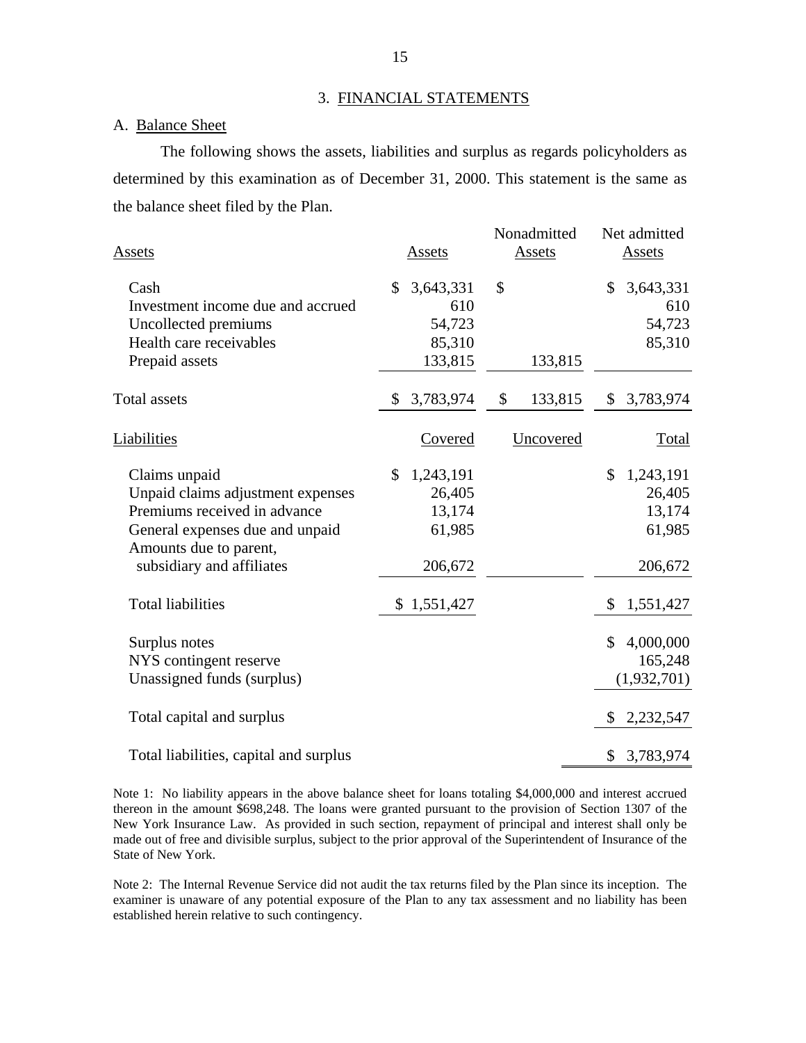## 3. FINANCIAL STATEMENTS

### A. Balance Sheet

The following shows the assets, liabilities and surplus as regards policyholders as determined by this examination as of December 31, 2000. This statement is the same as the balance sheet filed by the Plan.

| Assets | Assets | Nonadmitted Assets | Net admitted Assets |
|---|---|---|---|
| Cash | $ 3,643,331 | $ | $ 3,643,331 |
| Investment income due and accrued | 610 | | 610 |
| Uncollected premiums | 54,723 | | 54,723 |
| Health care receivables | 85,310 | | 85,310 |
| Prepaid assets | 133,815 | 133,815 | |
| Total assets | $ 3,783,974 | $ 133,815 | $ 3,783,974 |

| Liabilities | Covered | Uncovered | Total |
|---|---|---|---|
| Claims unpaid | $ 1,243,191 | | $ 1,243,191 |
| Unpaid claims adjustment expenses | 26,405 | | 26,405 |
| Premiums received in advance | 13,174 | | 13,174 |
| General expenses due and unpaid | 61,985 | | 61,985 |
| Amounts due to parent, subsidiary and affiliates | 206,672 | | 206,672 |
| Total liabilities | $ 1,551,427 | | $ 1,551,427 |
| Surplus notes | | | $ 4,000,000 |
| NYS contingent reserve | | | 165,248 |
| Unassigned funds (surplus) | | | (1,932,701) |
| Total capital and surplus | | | $ 2,232,547 |
| Total liabilities, capital and surplus | | | $ 3,783,974 |

Note 1: No liability appears in the above balance sheet for loans totaling $4,000,000 and interest accrued thereon in the amount $698,248. The loans were granted pursuant to the provision of Section 1307 of the New York Insurance Law. As provided in such section, repayment of principal and interest shall only be made out of free and divisible surplus, subject to the prior approval of the Superintendent of Insurance of the State of New York.

Note 2: The Internal Revenue Service did not audit the tax returns filed by the Plan since its inception. The examiner is unaware of any potential exposure of the Plan to any tax assessment and no liability has been established herein relative to such contingency.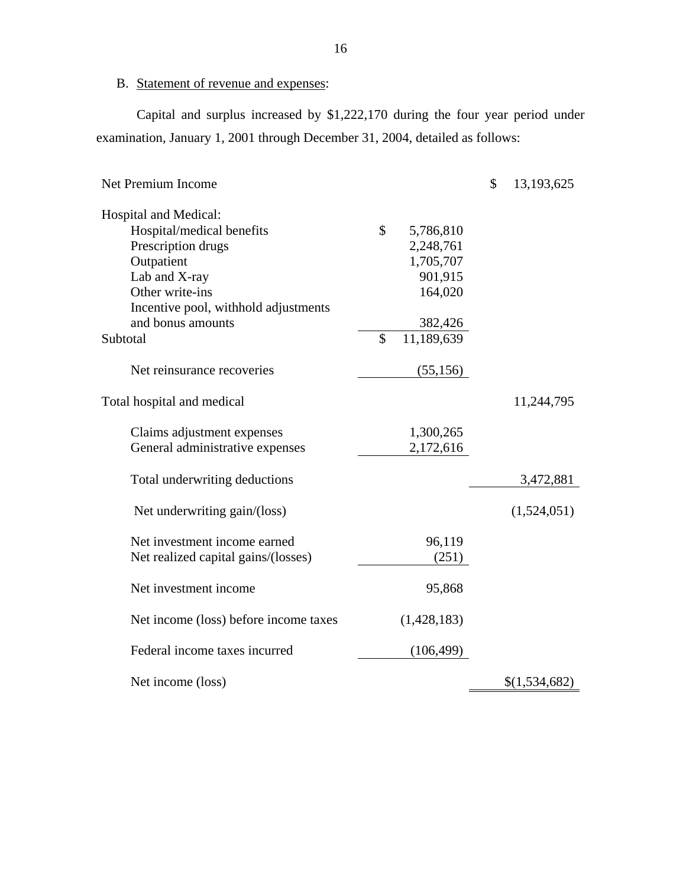B. Statement of revenue and expenses:

Capital and surplus increased by $1,222,170 during the four year period under examination, January 1, 2001 through December 31, 2004, detailed as follows:

| | | |
|---|---|---|
| Net Premium Income | | $ 13,193,625 |
| Hospital and Medical: | | |
| Hospital/medical benefits | $ 5,786,810 | |
| Prescription drugs | 2,248,761 | |
| Outpatient | 1,705,707 | |
| Lab and X-ray | 901,915 | |
| Other write-ins | 164,020 | |
| Incentive pool, withhold adjustments and bonus amounts | 382,426 | |
| Subtotal | $ 11,189,639 | |
| Net reinsurance recoveries | (55,156) | |
| Total hospital and medical | | 11,244,795 |
| Claims adjustment expenses | 1,300,265 | |
| General administrative expenses | 2,172,616 | |
| Total underwriting deductions | | 3,472,881 |
| Net underwriting gain/(loss) | | (1,524,051) |
| Net investment income earned | 96,119 | |
| Net realized capital gains/(losses) | (251) | |
| Net investment income | 95,868 | |
| Net income (loss) before income taxes | (1,428,183) | |
| Federal income taxes incurred | (106,499) | |
| Net income (loss) | | $(1,534,682) |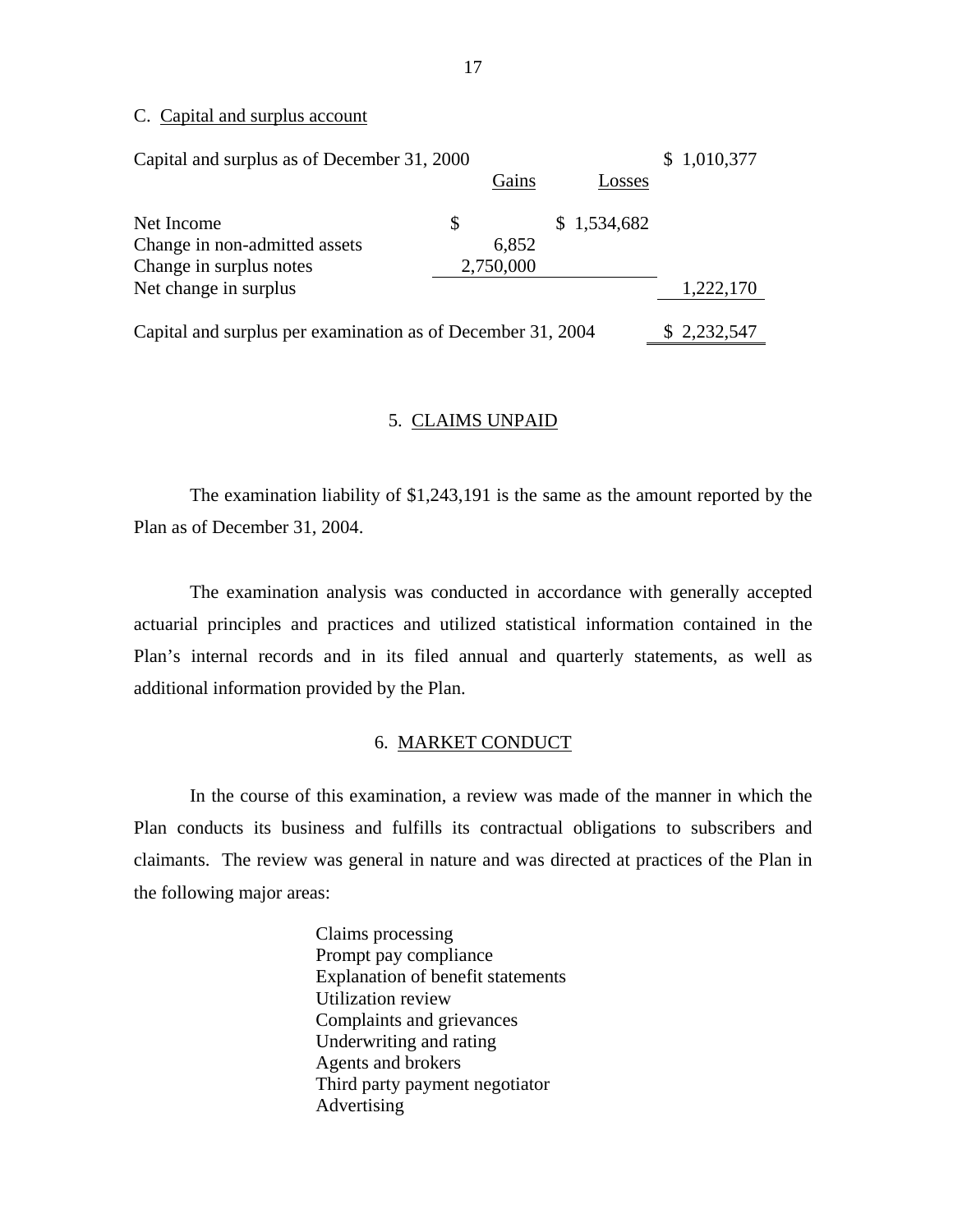C. Capital and surplus account

| | Gains | Losses | |
|---|---|---|---|
| Capital and surplus as of December 31, 2000 | | | $ 1,010,377 |
| Net Income | $ | $ 1,534,682 | |
| Change in non-admitted assets | 6,852 | | |
| Change in surplus notes | 2,750,000 | | |
| Net change in surplus | | | 1,222,170 |
| Capital and surplus per examination as of December 31, 2004 | | | $ 2,232,547 |

## 5. CLAIMS UNPAID

The examination liability of $1,243,191 is the same as the amount reported by the Plan as of December 31, 2004.

The examination analysis was conducted in accordance with generally accepted actuarial principles and practices and utilized statistical information contained in the Plan's internal records and in its filed annual and quarterly statements, as well as additional information provided by the Plan.

## 6. MARKET CONDUCT

In the course of this examination, a review was made of the manner in which the Plan conducts its business and fulfills its contractual obligations to subscribers and claimants. The review was general in nature and was directed at practices of the Plan in the following major areas:

- Claims processing
- Prompt pay compliance
- Explanation of benefit statements
- Utilization review
- Complaints and grievances
- Underwriting and rating
- Agents and brokers
- Third party payment negotiator
- Advertising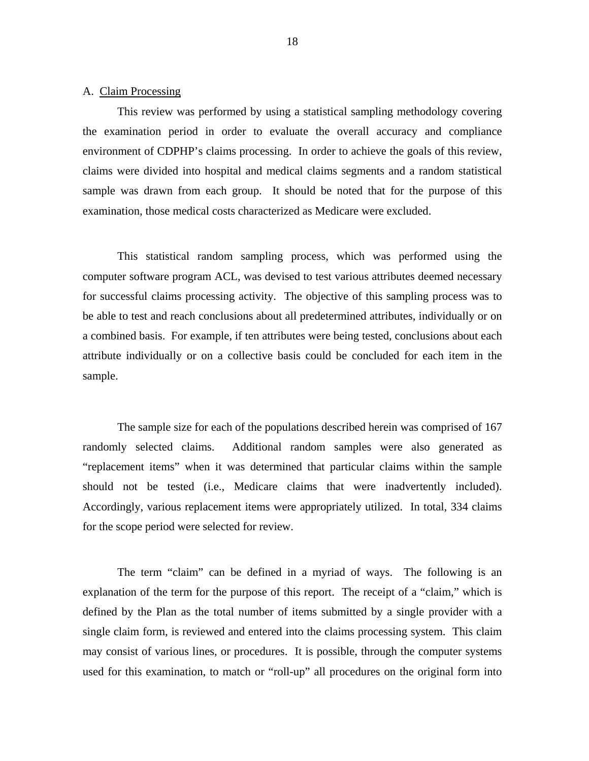A. Claim Processing

This review was performed by using a statistical sampling methodology covering the examination period in order to evaluate the overall accuracy and compliance environment of CDPHP's claims processing. In order to achieve the goals of this review, claims were divided into hospital and medical claims segments and a random statistical sample was drawn from each group. It should be noted that for the purpose of this examination, those medical costs characterized as Medicare were excluded.

This statistical random sampling process, which was performed using the computer software program ACL, was devised to test various attributes deemed necessary for successful claims processing activity. The objective of this sampling process was to be able to test and reach conclusions about all predetermined attributes, individually or on a combined basis. For example, if ten attributes were being tested, conclusions about each attribute individually or on a collective basis could be concluded for each item in the sample.

The sample size for each of the populations described herein was comprised of 167 randomly selected claims. Additional random samples were also generated as "replacement items" when it was determined that particular claims within the sample should not be tested (i.e., Medicare claims that were inadvertently included). Accordingly, various replacement items were appropriately utilized. In total, 334 claims for the scope period were selected for review.

The term "claim" can be defined in a myriad of ways. The following is an explanation of the term for the purpose of this report. The receipt of a "claim," which is defined by the Plan as the total number of items submitted by a single provider with a single claim form, is reviewed and entered into the claims processing system. This claim may consist of various lines, or procedures. It is possible, through the computer systems used for this examination, to match or "roll-up" all procedures on the original form into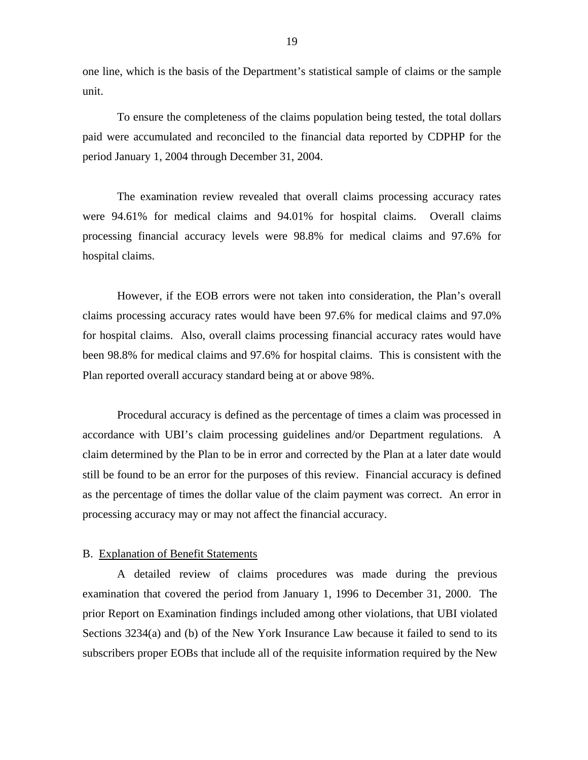one line, which is the basis of the Department's statistical sample of claims or the sample unit.

To ensure the completeness of the claims population being tested, the total dollars paid were accumulated and reconciled to the financial data reported by CDPHP for the period January 1, 2004 through December 31, 2004.

The examination review revealed that overall claims processing accuracy rates were 94.61% for medical claims and 94.01% for hospital claims. Overall claims processing financial accuracy levels were 98.8% for medical claims and 97.6% for hospital claims.

However, if the EOB errors were not taken into consideration, the Plan's overall claims processing accuracy rates would have been 97.6% for medical claims and 97.0% for hospital claims. Also, overall claims processing financial accuracy rates would have been 98.8% for medical claims and 97.6% for hospital claims. This is consistent with the Plan reported overall accuracy standard being at or above 98%.

Procedural accuracy is defined as the percentage of times a claim was processed in accordance with UBI's claim processing guidelines and/or Department regulations. A claim determined by the Plan to be in error and corrected by the Plan at a later date would still be found to be an error for the purposes of this review. Financial accuracy is defined as the percentage of times the dollar value of the claim payment was correct. An error in processing accuracy may or may not affect the financial accuracy.

B. Explanation of Benefit Statements

A detailed review of claims procedures was made during the previous examination that covered the period from January 1, 1996 to December 31, 2000. The prior Report on Examination findings included among other violations, that UBI violated Sections 3234(a) and (b) of the New York Insurance Law because it failed to send to its subscribers proper EOBs that include all of the requisite information required by the New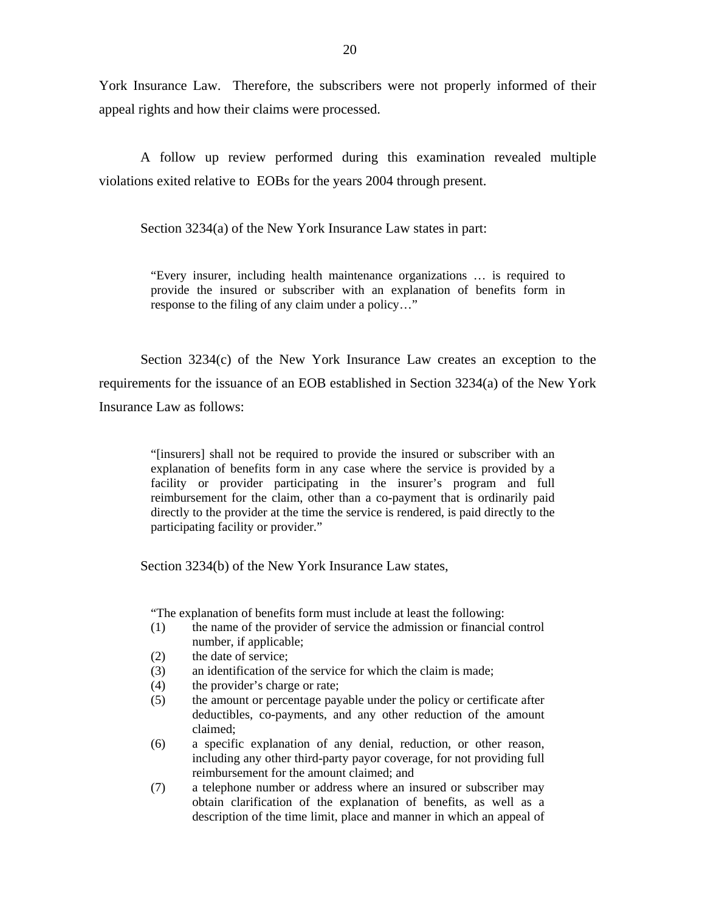York Insurance Law. Therefore, the subscribers were not properly informed of their appeal rights and how their claims were processed.

A follow up review performed during this examination revealed multiple violations exited relative to EOBs for the years 2004 through present.

Section 3234(a) of the New York Insurance Law states in part:

> "Every insurer, including health maintenance organizations … is required to provide the insured or subscriber with an explanation of benefits form in response to the filing of any claim under a policy…"

Section 3234(c) of the New York Insurance Law creates an exception to the requirements for the issuance of an EOB established in Section 3234(a) of the New York Insurance Law as follows:

> "[insurers] shall not be required to provide the insured or subscriber with an explanation of benefits form in any case where the service is provided by a facility or provider participating in the insurer's program and full reimbursement for the claim, other than a co-payment that is ordinarily paid directly to the provider at the time the service is rendered, is paid directly to the participating facility or provider."

Section 3234(b) of the New York Insurance Law states,

> "The explanation of benefits form must include at least the following:
>
> (1) the name of the provider of service the admission or financial control number, if applicable;
>
> (2) the date of service;
>
> (3) an identification of the service for which the claim is made;
>
> (4) the provider's charge or rate;
>
> (5) the amount or percentage payable under the policy or certificate after deductibles, co-payments, and any other reduction of the amount claimed;
>
> (6) a specific explanation of any denial, reduction, or other reason, including any other third-party payor coverage, for not providing full reimbursement for the amount claimed; and
>
> (7) a telephone number or address where an insured or subscriber may obtain clarification of the explanation of benefits, as well as a description of the time limit, place and manner in which an appeal of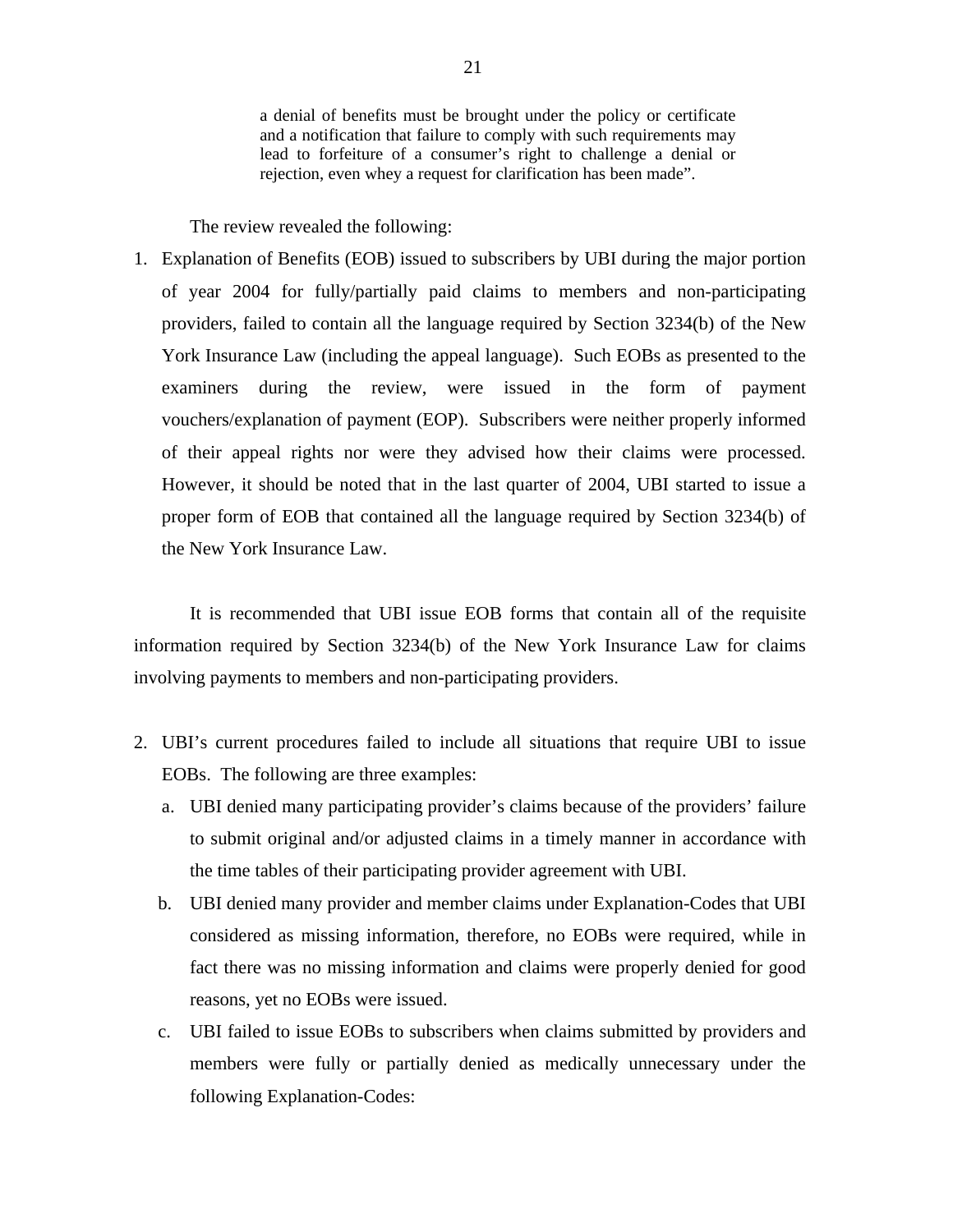> a denial of benefits must be brought under the policy or certificate and a notification that failure to comply with such requirements may lead to forfeiture of a consumer's right to challenge a denial or rejection, even whey a request for clarification has been made".

The review revealed the following:

1. Explanation of Benefits (EOB) issued to subscribers by UBI during the major portion of year 2004 for fully/partially paid claims to members and non-participating providers, failed to contain all the language required by Section 3234(b) of the New York Insurance Law (including the appeal language). Such EOBs as presented to the examiners during the review, were issued in the form of payment vouchers/explanation of payment (EOP). Subscribers were neither properly informed of their appeal rights nor were they advised how their claims were processed. However, it should be noted that in the last quarter of 2004, UBI started to issue a proper form of EOB that contained all the language required by Section 3234(b) of the New York Insurance Law.

It is recommended that UBI issue EOB forms that contain all of the requisite information required by Section 3234(b) of the New York Insurance Law for claims involving payments to members and non-participating providers.

2. UBI's current procedures failed to include all situations that require UBI to issue EOBs. The following are three examples:
   a. UBI denied many participating provider's claims because of the providers' failure to submit original and/or adjusted claims in a timely manner in accordance with the time tables of their participating provider agreement with UBI.
   b. UBI denied many provider and member claims under Explanation-Codes that UBI considered as missing information, therefore, no EOBs were required, while in fact there was no missing information and claims were properly denied for good reasons, yet no EOBs were issued.
   c. UBI failed to issue EOBs to subscribers when claims submitted by providers and members were fully or partially denied as medically unnecessary under the following Explanation-Codes: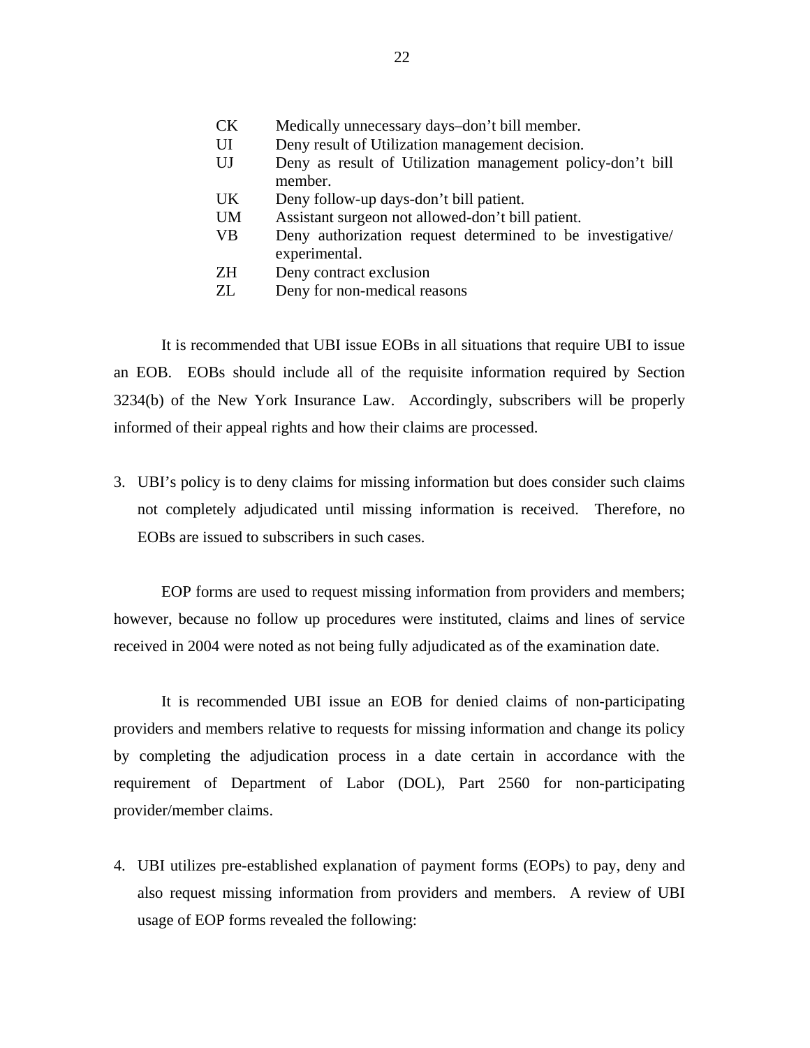| | |
|---|---|
| CK | Medically unnecessary days–don't bill member. |
| UI | Deny result of Utilization management decision. |
| UJ | Deny as result of Utilization management policy-don't bill member. |
| UK | Deny follow-up days-don't bill patient. |
| UM | Assistant surgeon not allowed-don't bill patient. |
| VB | Deny authorization request determined to be investigative/ experimental. |
| ZH | Deny contract exclusion |
| ZL | Deny for non-medical reasons |

It is recommended that UBI issue EOBs in all situations that require UBI to issue an EOB. EOBs should include all of the requisite information required by Section 3234(b) of the New York Insurance Law. Accordingly, subscribers will be properly informed of their appeal rights and how their claims are processed.

3. UBI's policy is to deny claims for missing information but does consider such claims not completely adjudicated until missing information is received. Therefore, no EOBs are issued to subscribers in such cases.

EOP forms are used to request missing information from providers and members; however, because no follow up procedures were instituted, claims and lines of service received in 2004 were noted as not being fully adjudicated as of the examination date.

It is recommended UBI issue an EOB for denied claims of non-participating providers and members relative to requests for missing information and change its policy by completing the adjudication process in a date certain in accordance with the requirement of Department of Labor (DOL), Part 2560 for non-participating provider/member claims.

4. UBI utilizes pre-established explanation of payment forms (EOPs) to pay, deny and also request missing information from providers and members. A review of UBI usage of EOP forms revealed the following: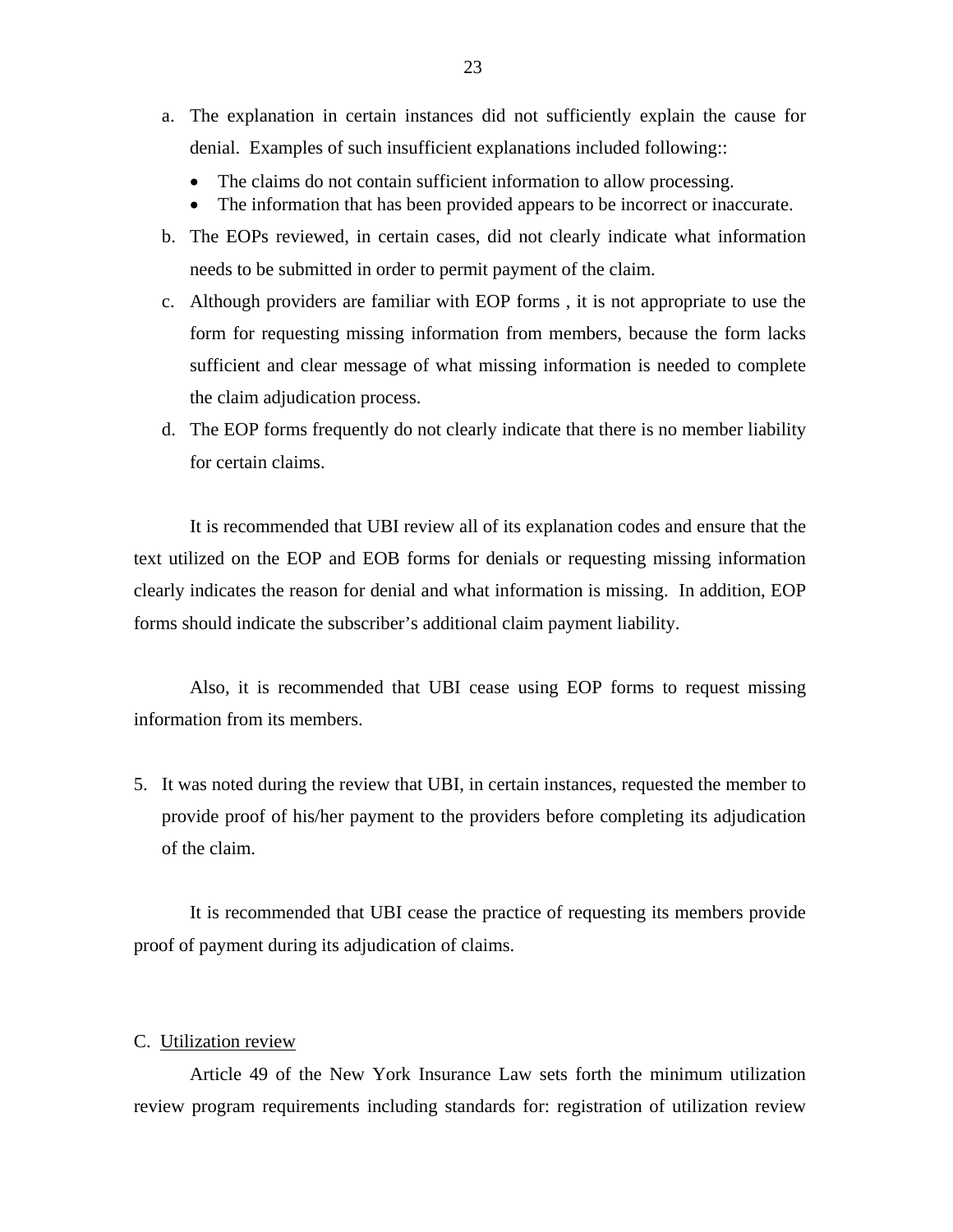a. The explanation in certain instances did not sufficiently explain the cause for denial. Examples of such insufficient explanations included following::
   - The claims do not contain sufficient information to allow processing.
   - The information that has been provided appears to be incorrect or inaccurate.
b. The EOPs reviewed, in certain cases, did not clearly indicate what information needs to be submitted in order to permit payment of the claim.
c. Although providers are familiar with EOP forms , it is not appropriate to use the form for requesting missing information from members, because the form lacks sufficient and clear message of what missing information is needed to complete the claim adjudication process.
d. The EOP forms frequently do not clearly indicate that there is no member liability for certain claims.

It is recommended that UBI review all of its explanation codes and ensure that the text utilized on the EOP and EOB forms for denials or requesting missing information clearly indicates the reason for denial and what information is missing. In addition, EOP forms should indicate the subscriber's additional claim payment liability.

Also, it is recommended that UBI cease using EOP forms to request missing information from its members.

5. It was noted during the review that UBI, in certain instances, requested the member to provide proof of his/her payment to the providers before completing its adjudication of the claim.

It is recommended that UBI cease the practice of requesting its members provide proof of payment during its adjudication of claims.

C. <u>Utilization review</u>

Article 49 of the New York Insurance Law sets forth the minimum utilization review program requirements including standards for: registration of utilization review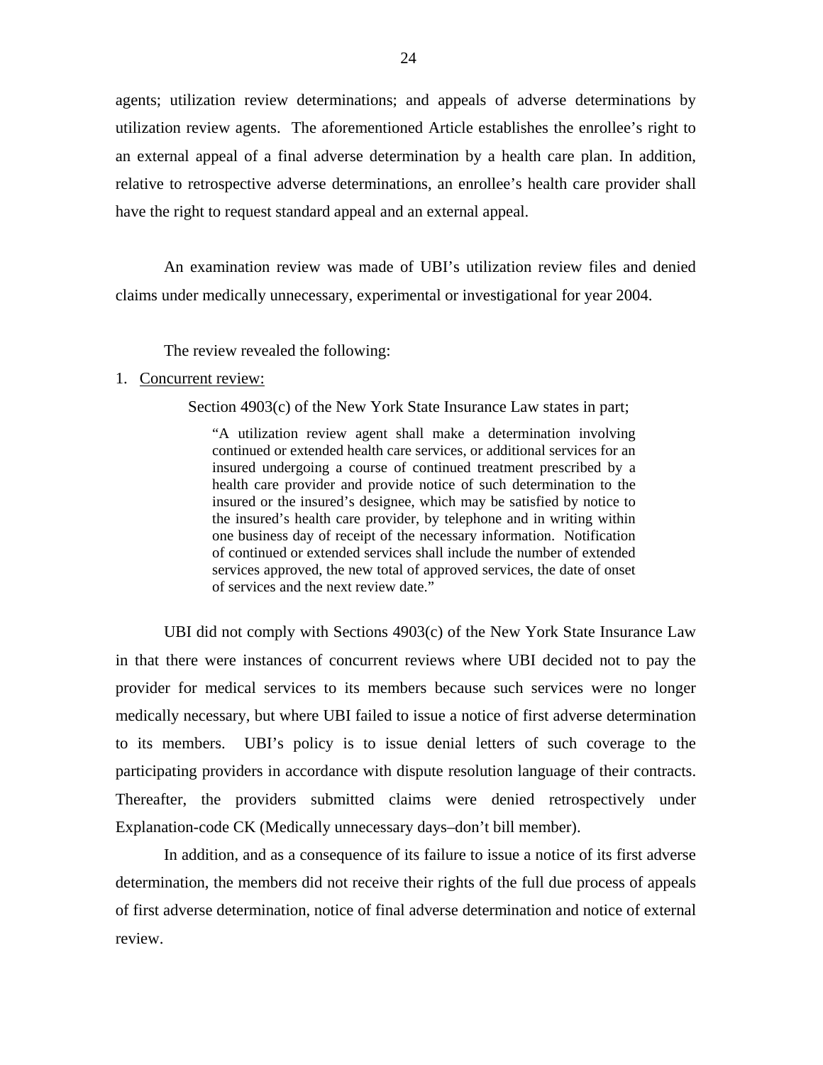agents; utilization review determinations; and appeals of adverse determinations by utilization review agents. The aforementioned Article establishes the enrollee's right to an external appeal of a final adverse determination by a health care plan. In addition, relative to retrospective adverse determinations, an enrollee's health care provider shall have the right to request standard appeal and an external appeal.

An examination review was made of UBI's utilization review files and denied claims under medically unnecessary, experimental or investigational for year 2004.

The review revealed the following:

1. Concurrent review:

Section 4903(c) of the New York State Insurance Law states in part;

> "A utilization review agent shall make a determination involving continued or extended health care services, or additional services for an insured undergoing a course of continued treatment prescribed by a health care provider and provide notice of such determination to the insured or the insured's designee, which may be satisfied by notice to the insured's health care provider, by telephone and in writing within one business day of receipt of the necessary information. Notification of continued or extended services shall include the number of extended services approved, the new total of approved services, the date of onset of services and the next review date."

UBI did not comply with Sections 4903(c) of the New York State Insurance Law in that there were instances of concurrent reviews where UBI decided not to pay the provider for medical services to its members because such services were no longer medically necessary, but where UBI failed to issue a notice of first adverse determination to its members. UBI's policy is to issue denial letters of such coverage to the participating providers in accordance with dispute resolution language of their contracts. Thereafter, the providers submitted claims were denied retrospectively under Explanation-code CK (Medically unnecessary days–don't bill member).

In addition, and as a consequence of its failure to issue a notice of its first adverse determination, the members did not receive their rights of the full due process of appeals of first adverse determination, notice of final adverse determination and notice of external review.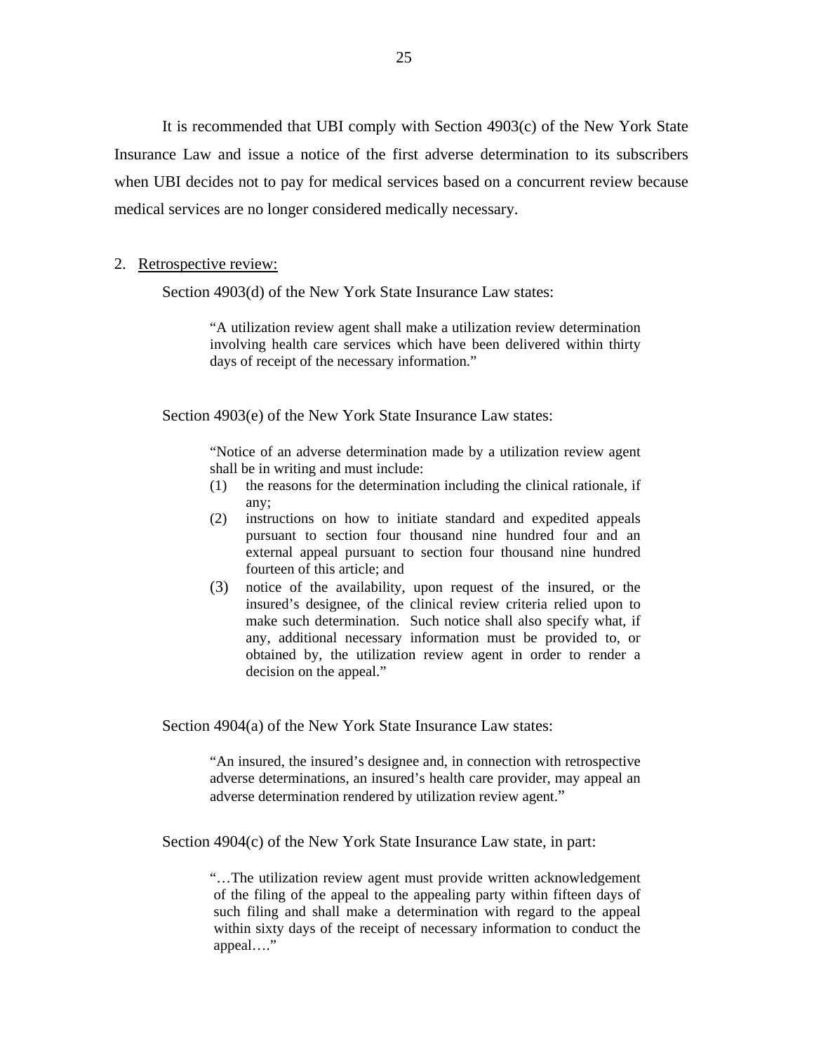It is recommended that UBI comply with Section 4903(c) of the New York State Insurance Law and issue a notice of the first adverse determination to its subscribers when UBI decides not to pay for medical services based on a concurrent review because medical services are no longer considered medically necessary.

2. Retrospective review:

Section 4903(d) of the New York State Insurance Law states:

> "A utilization review agent shall make a utilization review determination involving health care services which have been delivered within thirty days of receipt of the necessary information."

Section 4903(e) of the New York State Insurance Law states:

> "Notice of an adverse determination made by a utilization review agent shall be in writing and must include:
> (1) the reasons for the determination including the clinical rationale, if any;
> (2) instructions on how to initiate standard and expedited appeals pursuant to section four thousand nine hundred four and an external appeal pursuant to section four thousand nine hundred fourteen of this article; and
> (3) notice of the availability, upon request of the insured, or the insured's designee, of the clinical review criteria relied upon to make such determination. Such notice shall also specify what, if any, additional necessary information must be provided to, or obtained by, the utilization review agent in order to render a decision on the appeal."

Section 4904(a) of the New York State Insurance Law states:

> "An insured, the insured's designee and, in connection with retrospective adverse determinations, an insured's health care provider, may appeal an adverse determination rendered by utilization review agent."

Section 4904(c) of the New York State Insurance Law state, in part:

> "…The utilization review agent must provide written acknowledgement of the filing of the appeal to the appealing party within fifteen days of such filing and shall make a determination with regard to the appeal within sixty days of the receipt of necessary information to conduct the appeal…."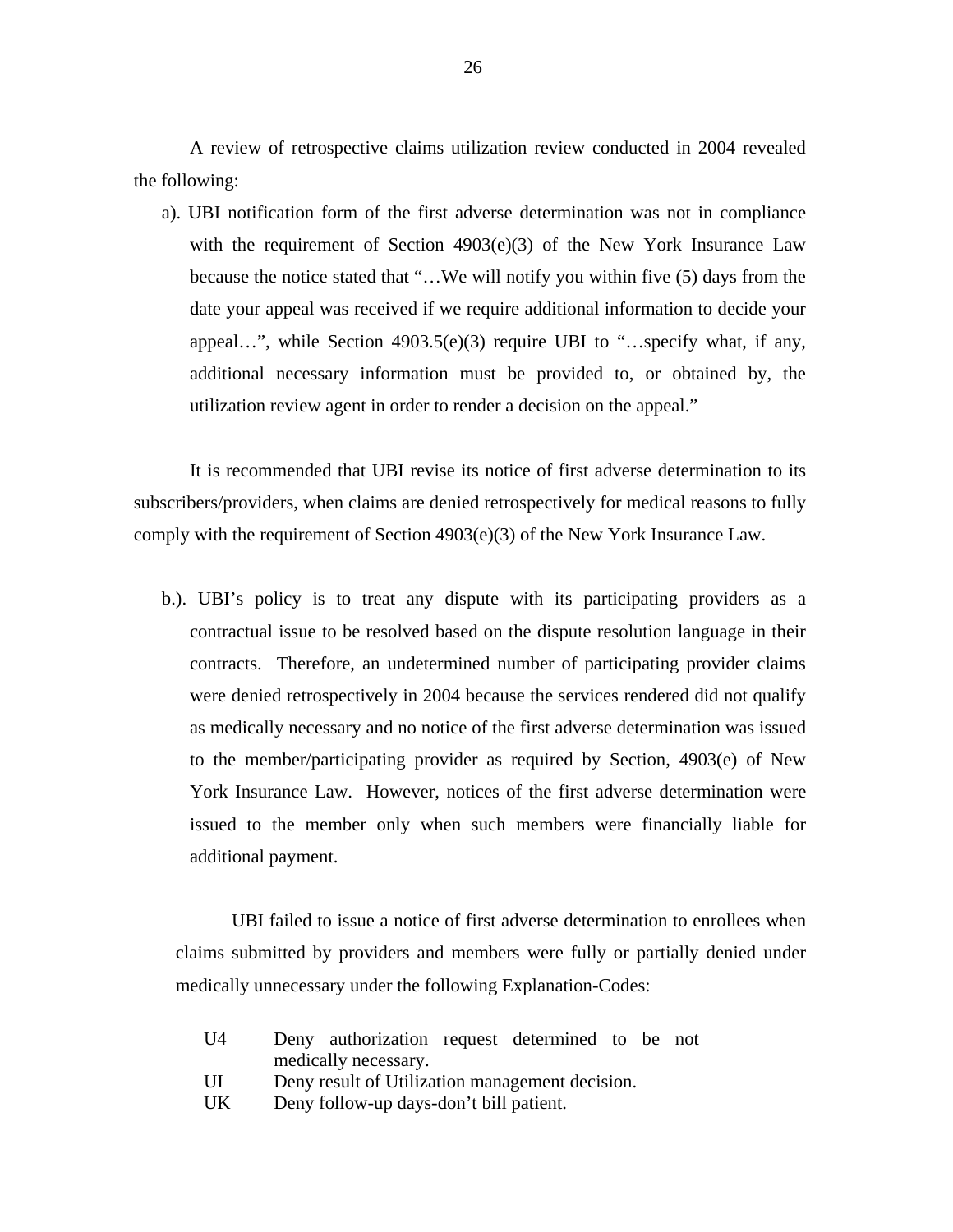A review of retrospective claims utilization review conducted in 2004 revealed the following:

a). UBI notification form of the first adverse determination was not in compliance with the requirement of Section 4903(e)(3) of the New York Insurance Law because the notice stated that "…We will notify you within five (5) days from the date your appeal was received if we require additional information to decide your appeal…", while Section 4903.5(e)(3) require UBI to "…specify what, if any, additional necessary information must be provided to, or obtained by, the utilization review agent in order to render a decision on the appeal."

It is recommended that UBI revise its notice of first adverse determination to its subscribers/providers, when claims are denied retrospectively for medical reasons to fully comply with the requirement of Section 4903(e)(3) of the New York Insurance Law.

b.). UBI's policy is to treat any dispute with its participating providers as a contractual issue to be resolved based on the dispute resolution language in their contracts. Therefore, an undetermined number of participating provider claims were denied retrospectively in 2004 because the services rendered did not qualify as medically necessary and no notice of the first adverse determination was issued to the member/participating provider as required by Section, 4903(e) of New York Insurance Law. However, notices of the first adverse determination were issued to the member only when such members were financially liable for additional payment.

UBI failed to issue a notice of first adverse determination to enrollees when claims submitted by providers and members were fully or partially denied under medically unnecessary under the following Explanation-Codes:

| | |
|---|---|
| U4 | Deny authorization request determined to be not medically necessary. |
| UI | Deny result of Utilization management decision. |
| UK | Deny follow-up days-don't bill patient. |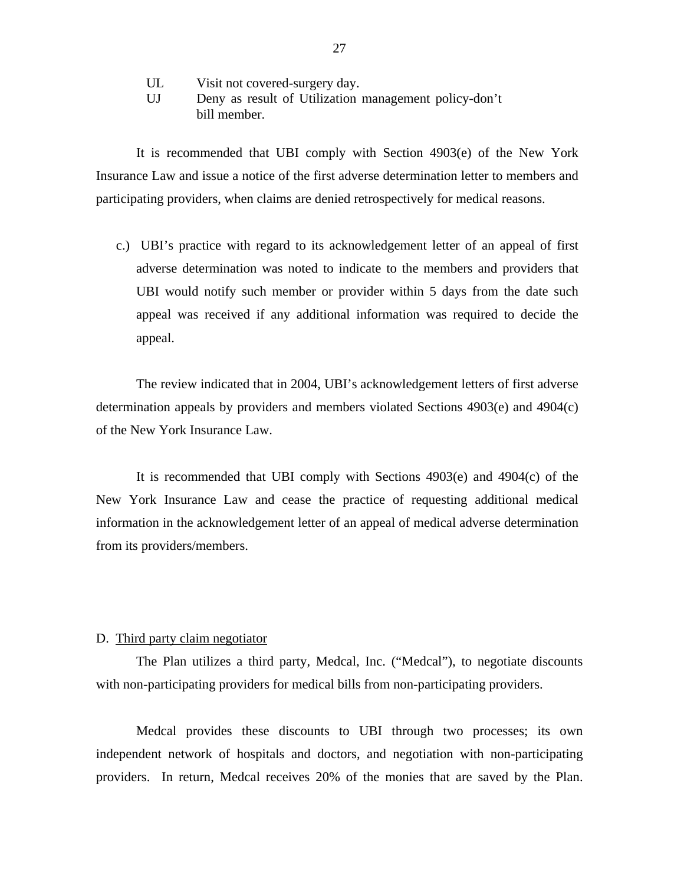| | |
|---|---|
| UL | Visit not covered-surgery day. |
| UJ | Deny as result of Utilization management policy-don't bill member. |

It is recommended that UBI comply with Section 4903(e) of the New York Insurance Law and issue a notice of the first adverse determination letter to members and participating providers, when claims are denied retrospectively for medical reasons.

c.) UBI's practice with regard to its acknowledgement letter of an appeal of first adverse determination was noted to indicate to the members and providers that UBI would notify such member or provider within 5 days from the date such appeal was received if any additional information was required to decide the appeal.

The review indicated that in 2004, UBI's acknowledgement letters of first adverse determination appeals by providers and members violated Sections 4903(e) and 4904(c) of the New York Insurance Law.

It is recommended that UBI comply with Sections 4903(e) and 4904(c) of the New York Insurance Law and cease the practice of requesting additional medical information in the acknowledgement letter of an appeal of medical adverse determination from its providers/members.

D. Third party claim negotiator

The Plan utilizes a third party, Medcal, Inc. ("Medcal"), to negotiate discounts with non-participating providers for medical bills from non-participating providers.

Medcal provides these discounts to UBI through two processes; its own independent network of hospitals and doctors, and negotiation with non-participating providers. In return, Medcal receives 20% of the monies that are saved by the Plan.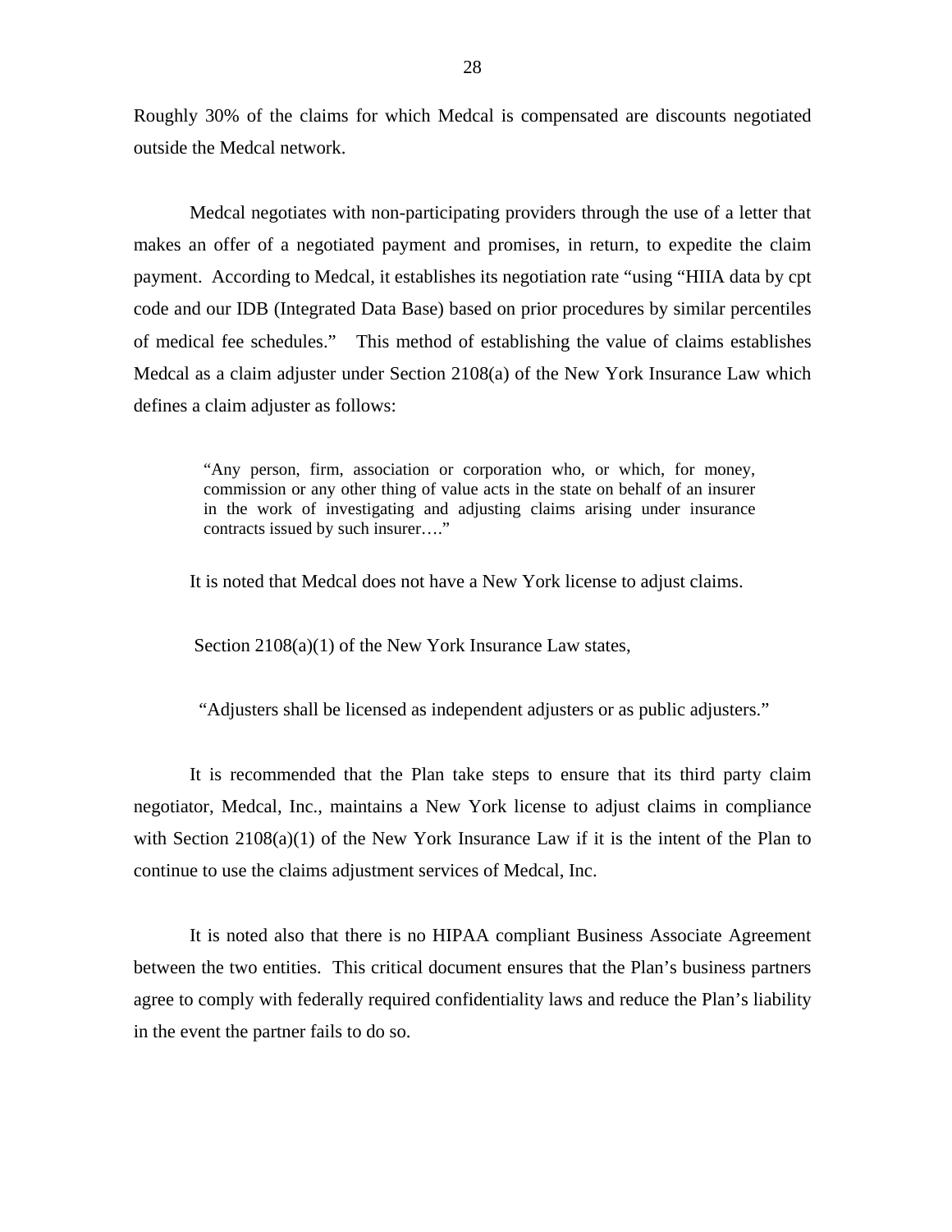Roughly 30% of the claims for which Medcal is compensated are discounts negotiated outside the Medcal network.

Medcal negotiates with non-participating providers through the use of a letter that makes an offer of a negotiated payment and promises, in return, to expedite the claim payment. According to Medcal, it establishes its negotiation rate "using "HIIA data by cpt code and our IDB (Integrated Data Base) based on prior procedures by similar percentiles of medical fee schedules." This method of establishing the value of claims establishes Medcal as a claim adjuster under Section 2108(a) of the New York Insurance Law which defines a claim adjuster as follows:

> "Any person, firm, association or corporation who, or which, for money, commission or any other thing of value acts in the state on behalf of an insurer in the work of investigating and adjusting claims arising under insurance contracts issued by such insurer…."

It is noted that Medcal does not have a New York license to adjust claims.

Section 2108(a)(1) of the New York Insurance Law states,

> "Adjusters shall be licensed as independent adjusters or as public adjusters."

It is recommended that the Plan take steps to ensure that its third party claim negotiator, Medcal, Inc., maintains a New York license to adjust claims in compliance with Section 2108(a)(1) of the New York Insurance Law if it is the intent of the Plan to continue to use the claims adjustment services of Medcal, Inc.

It is noted also that there is no HIPAA compliant Business Associate Agreement between the two entities. This critical document ensures that the Plan's business partners agree to comply with federally required confidentiality laws and reduce the Plan's liability in the event the partner fails to do so.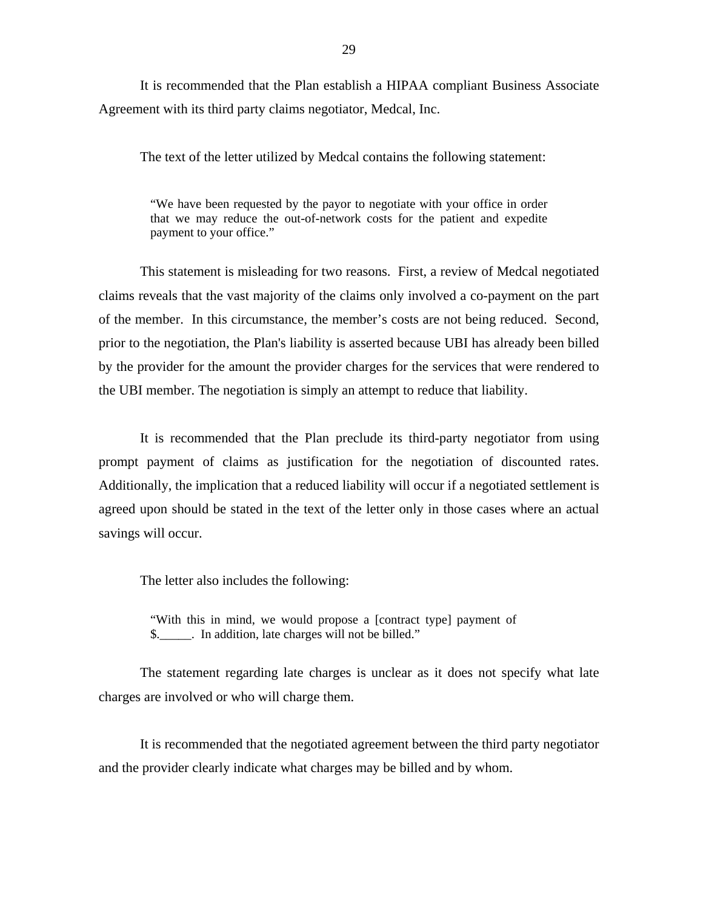It is recommended that the Plan establish a HIPAA compliant Business Associate Agreement with its third party claims negotiator, Medcal, Inc.

The text of the letter utilized by Medcal contains the following statement:

> "We have been requested by the payor to negotiate with your office in order that we may reduce the out-of-network costs for the patient and expedite payment to your office."

This statement is misleading for two reasons. First, a review of Medcal negotiated claims reveals that the vast majority of the claims only involved a co-payment on the part of the member. In this circumstance, the member's costs are not being reduced. Second, prior to the negotiation, the Plan's liability is asserted because UBI has already been billed by the provider for the amount the provider charges for the services that were rendered to the UBI member. The negotiation is simply an attempt to reduce that liability.

It is recommended that the Plan preclude its third-party negotiator from using prompt payment of claims as justification for the negotiation of discounted rates. Additionally, the implication that a reduced liability will occur if a negotiated settlement is agreed upon should be stated in the text of the letter only in those cases where an actual savings will occur.

The letter also includes the following:

> "With this in mind, we would propose a [contract type] payment of $.\_\_\_\_\_. In addition, late charges will not be billed."

The statement regarding late charges is unclear as it does not specify what late charges are involved or who will charge them.

It is recommended that the negotiated agreement between the third party negotiator and the provider clearly indicate what charges may be billed and by whom.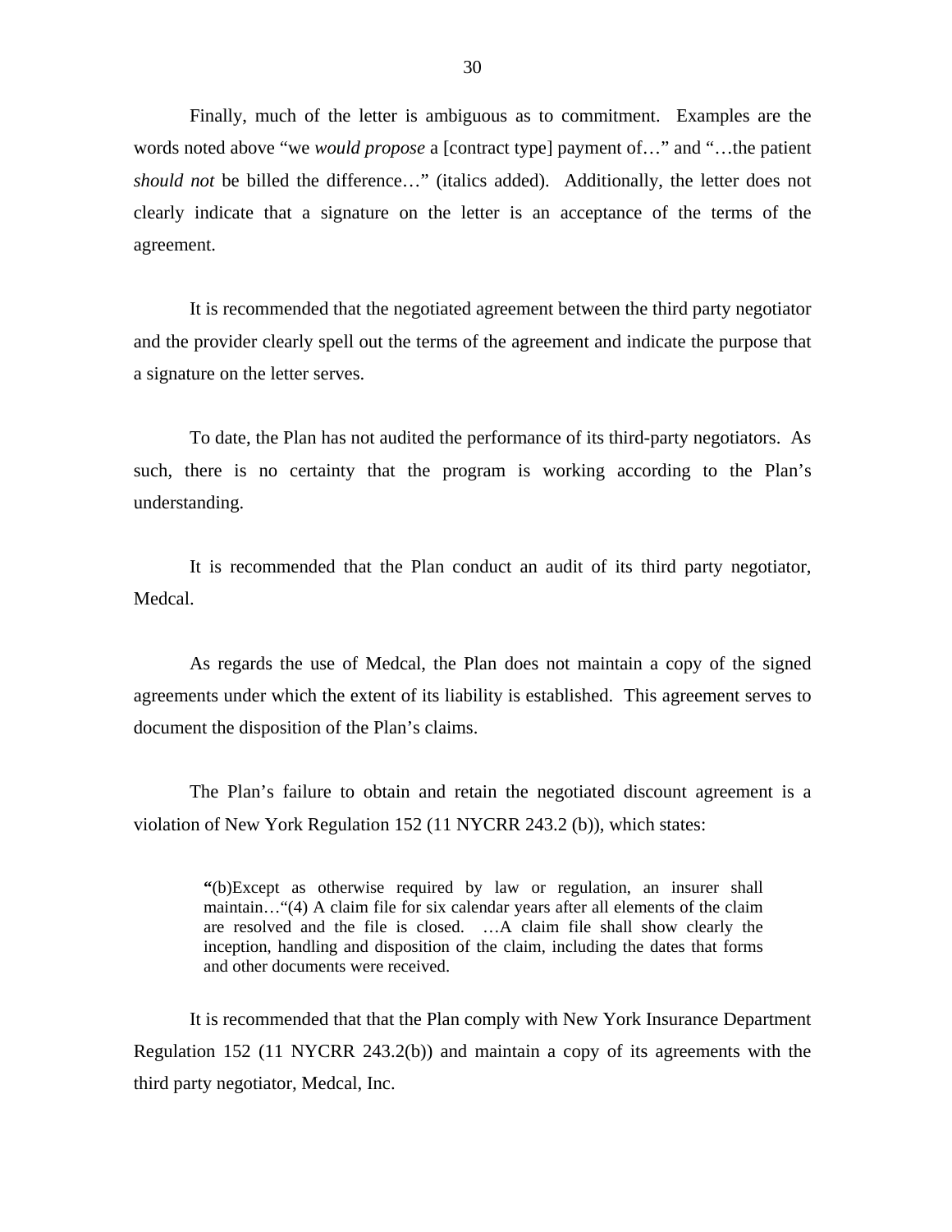Finally, much of the letter is ambiguous as to commitment. Examples are the words noted above "we *would propose* a [contract type] payment of…" and "…the patient *should not* be billed the difference…" (italics added). Additionally, the letter does not clearly indicate that a signature on the letter is an acceptance of the terms of the agreement.

It is recommended that the negotiated agreement between the third party negotiator and the provider clearly spell out the terms of the agreement and indicate the purpose that a signature on the letter serves.

To date, the Plan has not audited the performance of its third-party negotiators. As such, there is no certainty that the program is working according to the Plan's understanding.

It is recommended that the Plan conduct an audit of its third party negotiator, Medcal.

As regards the use of Medcal, the Plan does not maintain a copy of the signed agreements under which the extent of its liability is established. This agreement serves to document the disposition of the Plan's claims.

The Plan's failure to obtain and retain the negotiated discount agreement is a violation of New York Regulation 152 (11 NYCRR 243.2 (b)), which states:

> **"**(b)Except as otherwise required by law or regulation, an insurer shall maintain…"(4) A claim file for six calendar years after all elements of the claim are resolved and the file is closed. …A claim file shall show clearly the inception, handling and disposition of the claim, including the dates that forms and other documents were received.

It is recommended that that the Plan comply with New York Insurance Department Regulation 152 (11 NYCRR 243.2(b)) and maintain a copy of its agreements with the third party negotiator, Medcal, Inc.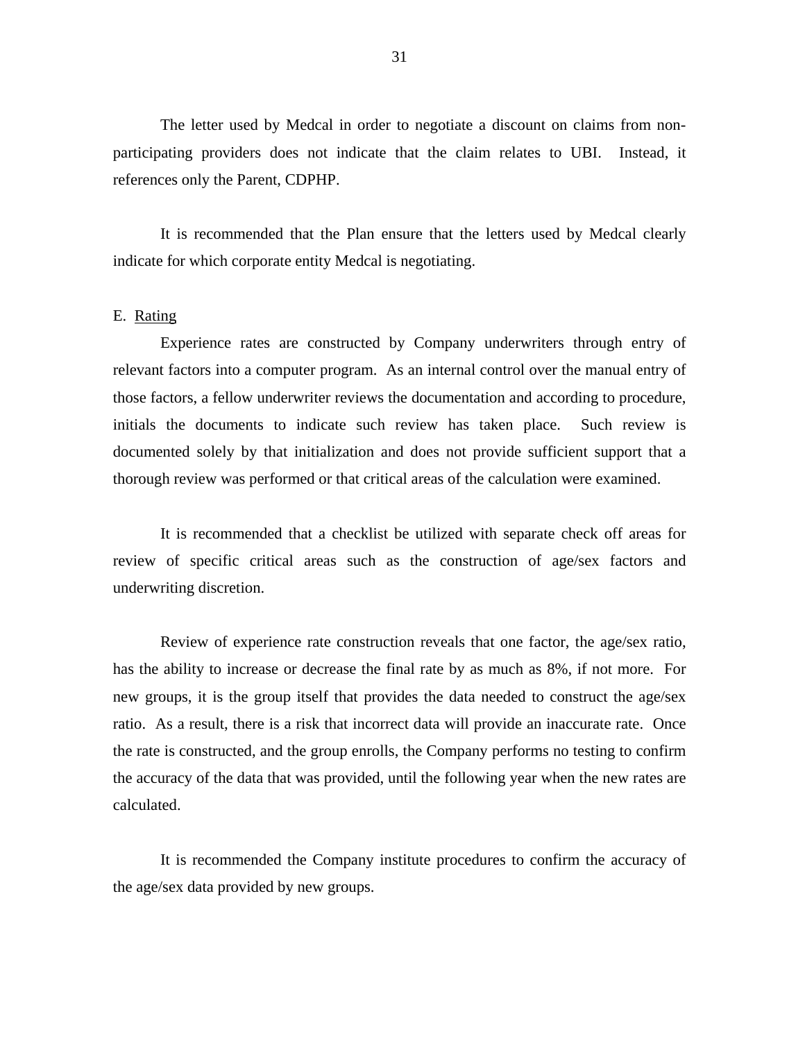The letter used by Medcal in order to negotiate a discount on claims from non-participating providers does not indicate that the claim relates to UBI. Instead, it references only the Parent, CDPHP.

It is recommended that the Plan ensure that the letters used by Medcal clearly indicate for which corporate entity Medcal is negotiating.

E. Rating

Experience rates are constructed by Company underwriters through entry of relevant factors into a computer program. As an internal control over the manual entry of those factors, a fellow underwriter reviews the documentation and according to procedure, initials the documents to indicate such review has taken place. Such review is documented solely by that initialization and does not provide sufficient support that a thorough review was performed or that critical areas of the calculation were examined.

It is recommended that a checklist be utilized with separate check off areas for review of specific critical areas such as the construction of age/sex factors and underwriting discretion.

Review of experience rate construction reveals that one factor, the age/sex ratio, has the ability to increase or decrease the final rate by as much as 8%, if not more. For new groups, it is the group itself that provides the data needed to construct the age/sex ratio. As a result, there is a risk that incorrect data will provide an inaccurate rate. Once the rate is constructed, and the group enrolls, the Company performs no testing to confirm the accuracy of the data that was provided, until the following year when the new rates are calculated.

It is recommended the Company institute procedures to confirm the accuracy of the age/sex data provided by new groups.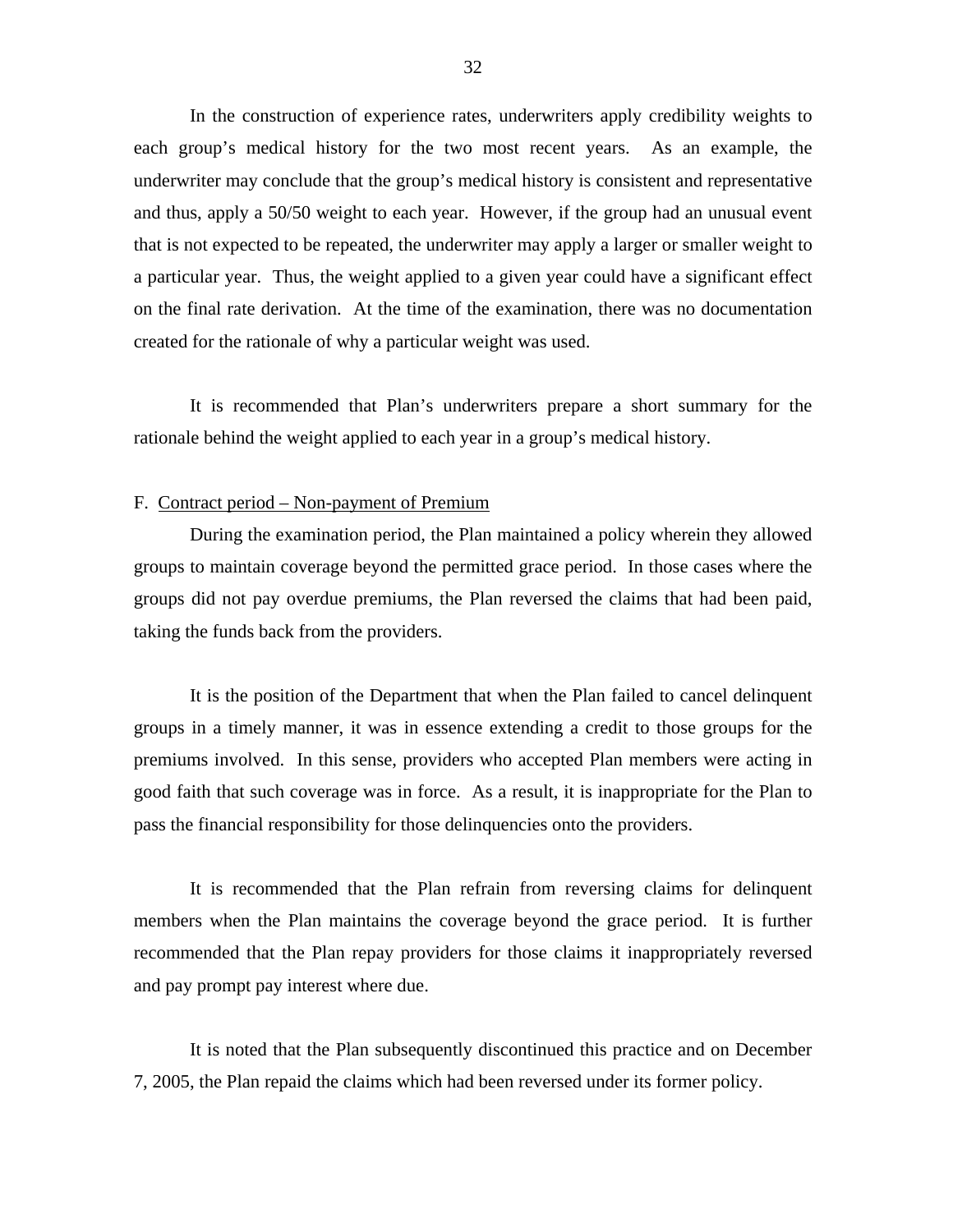In the construction of experience rates, underwriters apply credibility weights to each group's medical history for the two most recent years. As an example, the underwriter may conclude that the group's medical history is consistent and representative and thus, apply a 50/50 weight to each year. However, if the group had an unusual event that is not expected to be repeated, the underwriter may apply a larger or smaller weight to a particular year. Thus, the weight applied to a given year could have a significant effect on the final rate derivation. At the time of the examination, there was no documentation created for the rationale of why a particular weight was used.

It is recommended that Plan's underwriters prepare a short summary for the rationale behind the weight applied to each year in a group's medical history.

F. <u>Contract period – Non-payment of Premium</u>

During the examination period, the Plan maintained a policy wherein they allowed groups to maintain coverage beyond the permitted grace period. In those cases where the groups did not pay overdue premiums, the Plan reversed the claims that had been paid, taking the funds back from the providers.

It is the position of the Department that when the Plan failed to cancel delinquent groups in a timely manner, it was in essence extending a credit to those groups for the premiums involved. In this sense, providers who accepted Plan members were acting in good faith that such coverage was in force. As a result, it is inappropriate for the Plan to pass the financial responsibility for those delinquencies onto the providers.

It is recommended that the Plan refrain from reversing claims for delinquent members when the Plan maintains the coverage beyond the grace period. It is further recommended that the Plan repay providers for those claims it inappropriately reversed and pay prompt pay interest where due.

It is noted that the Plan subsequently discontinued this practice and on December 7, 2005, the Plan repaid the claims which had been reversed under its former policy.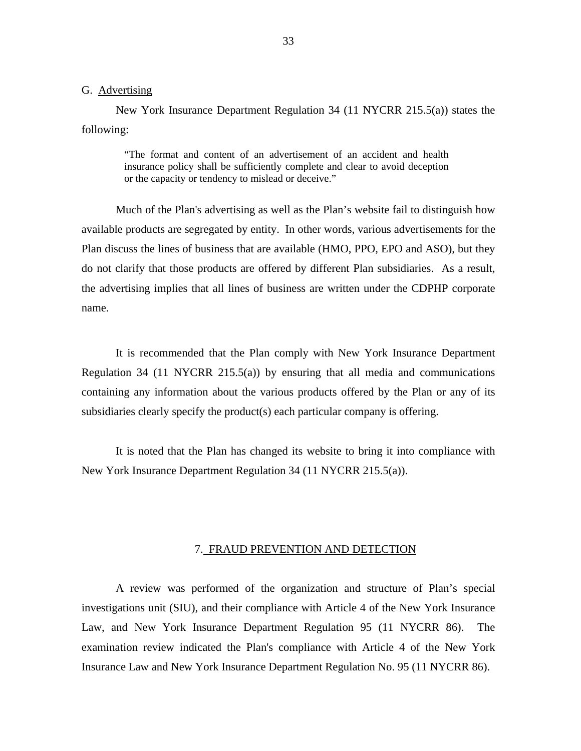G. Advertising

New York Insurance Department Regulation 34 (11 NYCRR 215.5(a)) states the following:

> "The format and content of an advertisement of an accident and health insurance policy shall be sufficiently complete and clear to avoid deception or the capacity or tendency to mislead or deceive."

Much of the Plan's advertising as well as the Plan's website fail to distinguish how available products are segregated by entity. In other words, various advertisements for the Plan discuss the lines of business that are available (HMO, PPO, EPO and ASO), but they do not clarify that those products are offered by different Plan subsidiaries. As a result, the advertising implies that all lines of business are written under the CDPHP corporate name.

It is recommended that the Plan comply with New York Insurance Department Regulation 34 (11 NYCRR 215.5(a)) by ensuring that all media and communications containing any information about the various products offered by the Plan or any of its subsidiaries clearly specify the product(s) each particular company is offering.

It is noted that the Plan has changed its website to bring it into compliance with New York Insurance Department Regulation 34 (11 NYCRR 215.5(a)).

## 7. FRAUD PREVENTION AND DETECTION

A review was performed of the organization and structure of Plan's special investigations unit (SIU), and their compliance with Article 4 of the New York Insurance Law, and New York Insurance Department Regulation 95 (11 NYCRR 86). The examination review indicated the Plan's compliance with Article 4 of the New York Insurance Law and New York Insurance Department Regulation No. 95 (11 NYCRR 86).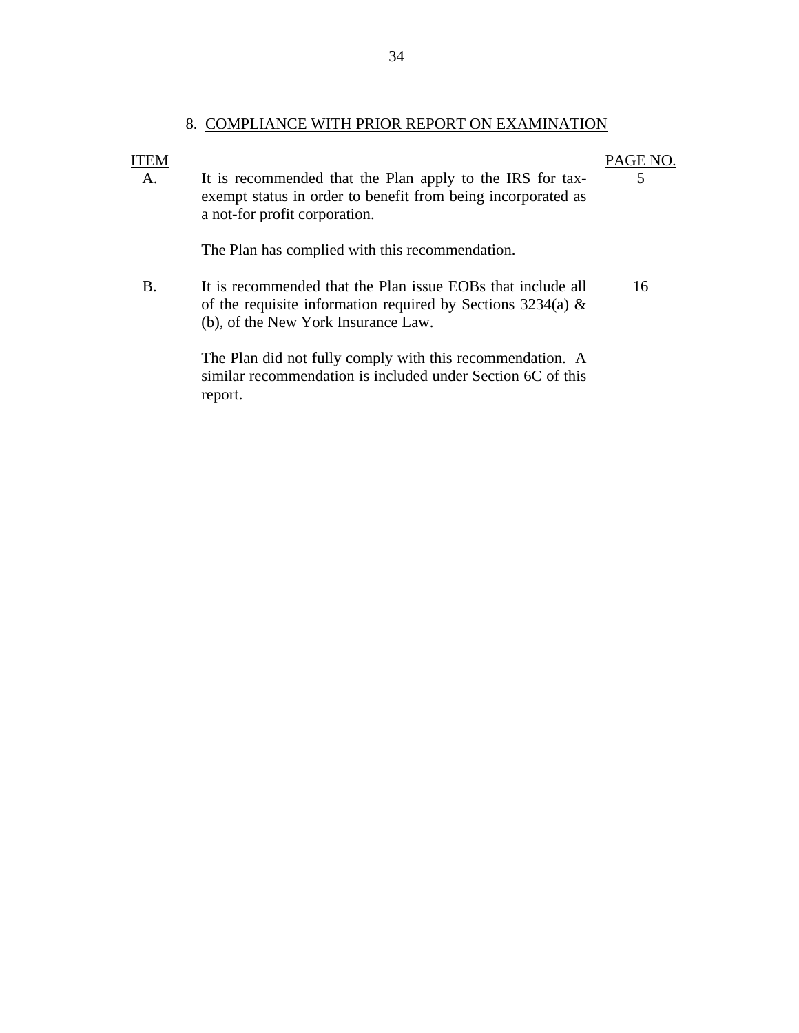## 8. COMPLIANCE WITH PRIOR REPORT ON EXAMINATION

| ITEM | | PAGE NO. |
|---|---|---|
| A. | It is recommended that the Plan apply to the IRS for tax-exempt status in order to benefit from being incorporated as a not-for profit corporation.<br><br>The Plan has complied with this recommendation. | 5 |
| B. | It is recommended that the Plan issue EOBs that include all of the requisite information required by Sections 3234(a) & (b), of the New York Insurance Law.<br><br>The Plan did not fully comply with this recommendation. A similar recommendation is included under Section 6C of this report. | 16 |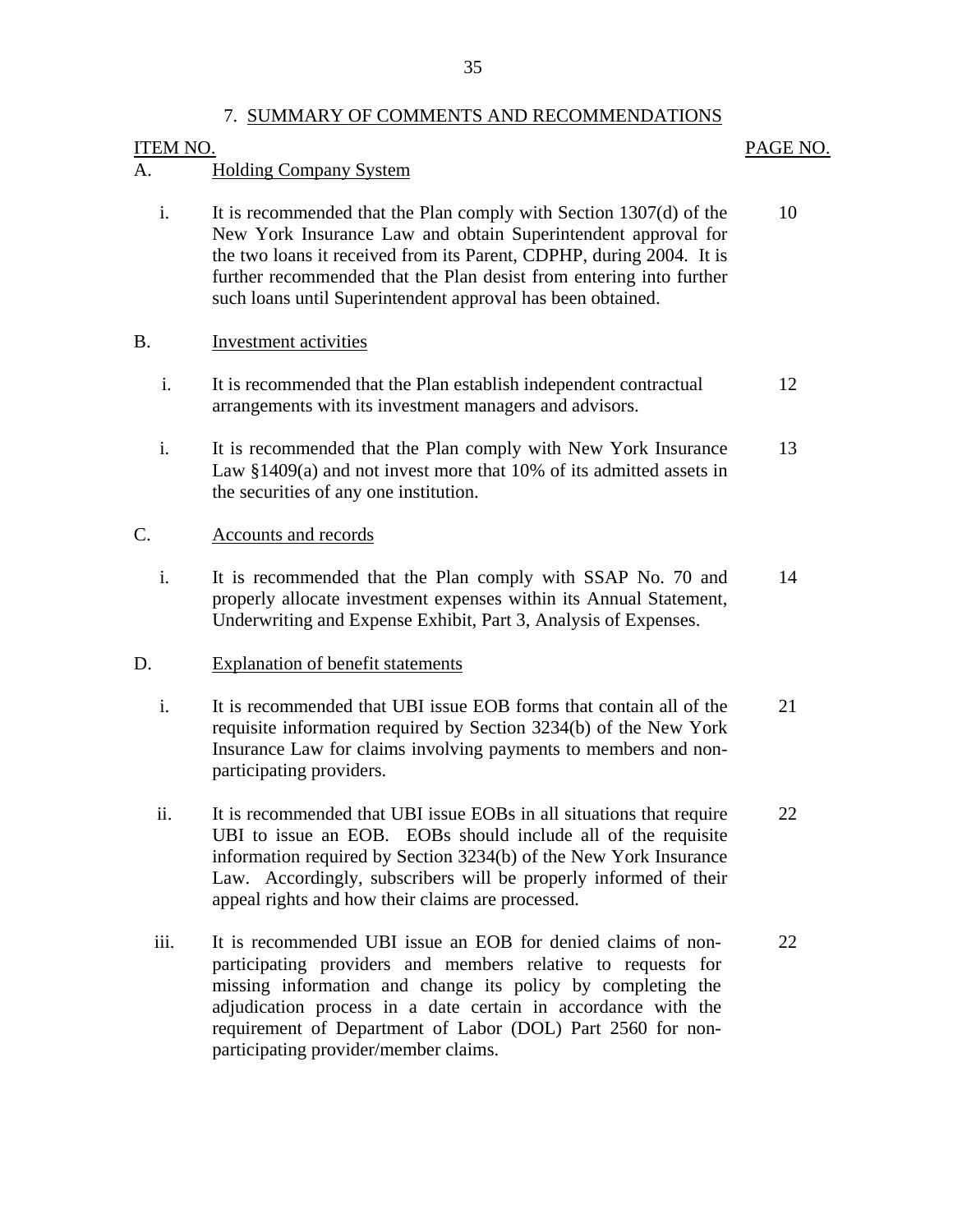## 7. SUMMARY OF COMMENTS AND RECOMMENDATIONS

| ITEM NO. | | PAGE NO. |
|---|---|---|
| A. | Holding Company System | |
| i. | It is recommended that the Plan comply with Section 1307(d) of the New York Insurance Law and obtain Superintendent approval for the two loans it received from its Parent, CDPHP, during 2004. It is further recommended that the Plan desist from entering into further such loans until Superintendent approval has been obtained. | 10 |
| B. | Investment activities | |
| i. | It is recommended that the Plan establish independent contractual arrangements with its investment managers and advisors. | 12 |
| i. | It is recommended that the Plan comply with New York Insurance Law §1409(a) and not invest more that 10% of its admitted assets in the securities of any one institution. | 13 |
| C. | Accounts and records | |
| i. | It is recommended that the Plan comply with SSAP No. 70 and properly allocate investment expenses within its Annual Statement, Underwriting and Expense Exhibit, Part 3, Analysis of Expenses. | 14 |
| D. | Explanation of benefit statements | |
| i. | It is recommended that UBI issue EOB forms that contain all of the requisite information required by Section 3234(b) of the New York Insurance Law for claims involving payments to members and non-participating providers. | 21 |
| ii. | It is recommended that UBI issue EOBs in all situations that require UBI to issue an EOB. EOBs should include all of the requisite information required by Section 3234(b) of the New York Insurance Law. Accordingly, subscribers will be properly informed of their appeal rights and how their claims are processed. | 22 |
| iii. | It is recommended UBI issue an EOB for denied claims of non-participating providers and members relative to requests for missing information and change its policy by completing the adjudication process in a date certain in accordance with the requirement of Department of Labor (DOL) Part 2560 for non-participating provider/member claims. | 22 |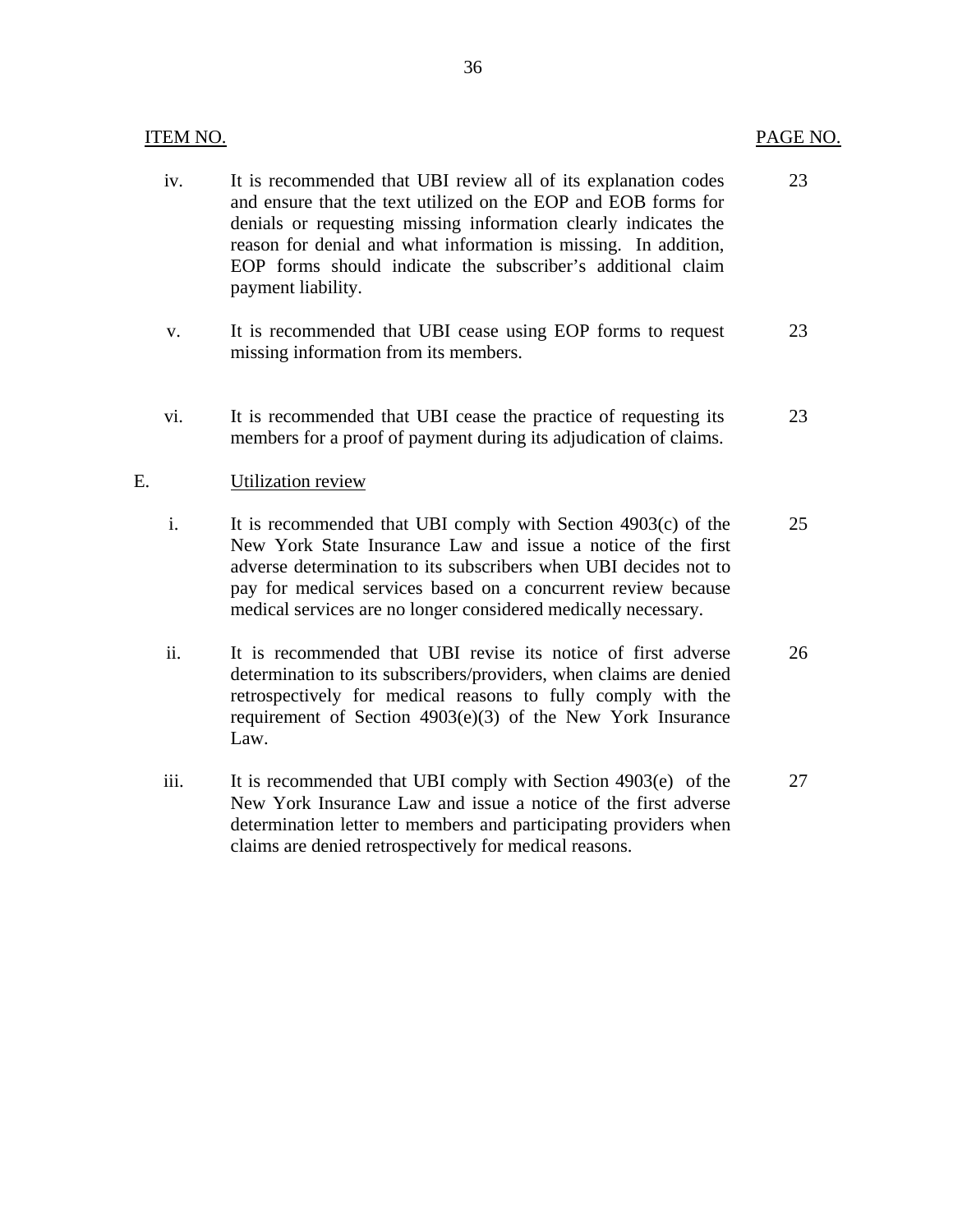| ITEM NO. | | PAGE NO. |
|---|---|---|
| iv. | It is recommended that UBI review all of its explanation codes and ensure that the text utilized on the EOP and EOB forms for denials or requesting missing information clearly indicates the reason for denial and what information is missing. In addition, EOP forms should indicate the subscriber's additional claim payment liability. | 23 |
| v. | It is recommended that UBI cease using EOP forms to request missing information from its members. | 23 |
| vi. | It is recommended that UBI cease the practice of requesting its members for a proof of payment during its adjudication of claims. | 23 |
| E. | Utilization review | |
| i. | It is recommended that UBI comply with Section 4903(c) of the New York State Insurance Law and issue a notice of the first adverse determination to its subscribers when UBI decides not to pay for medical services based on a concurrent review because medical services are no longer considered medically necessary. | 25 |
| ii. | It is recommended that UBI revise its notice of first adverse determination to its subscribers/providers, when claims are denied retrospectively for medical reasons to fully comply with the requirement of Section 4903(e)(3) of the New York Insurance Law. | 26 |
| iii. | It is recommended that UBI comply with Section 4903(e) of the New York Insurance Law and issue a notice of the first adverse determination letter to members and participating providers when claims are denied retrospectively for medical reasons. | 27 |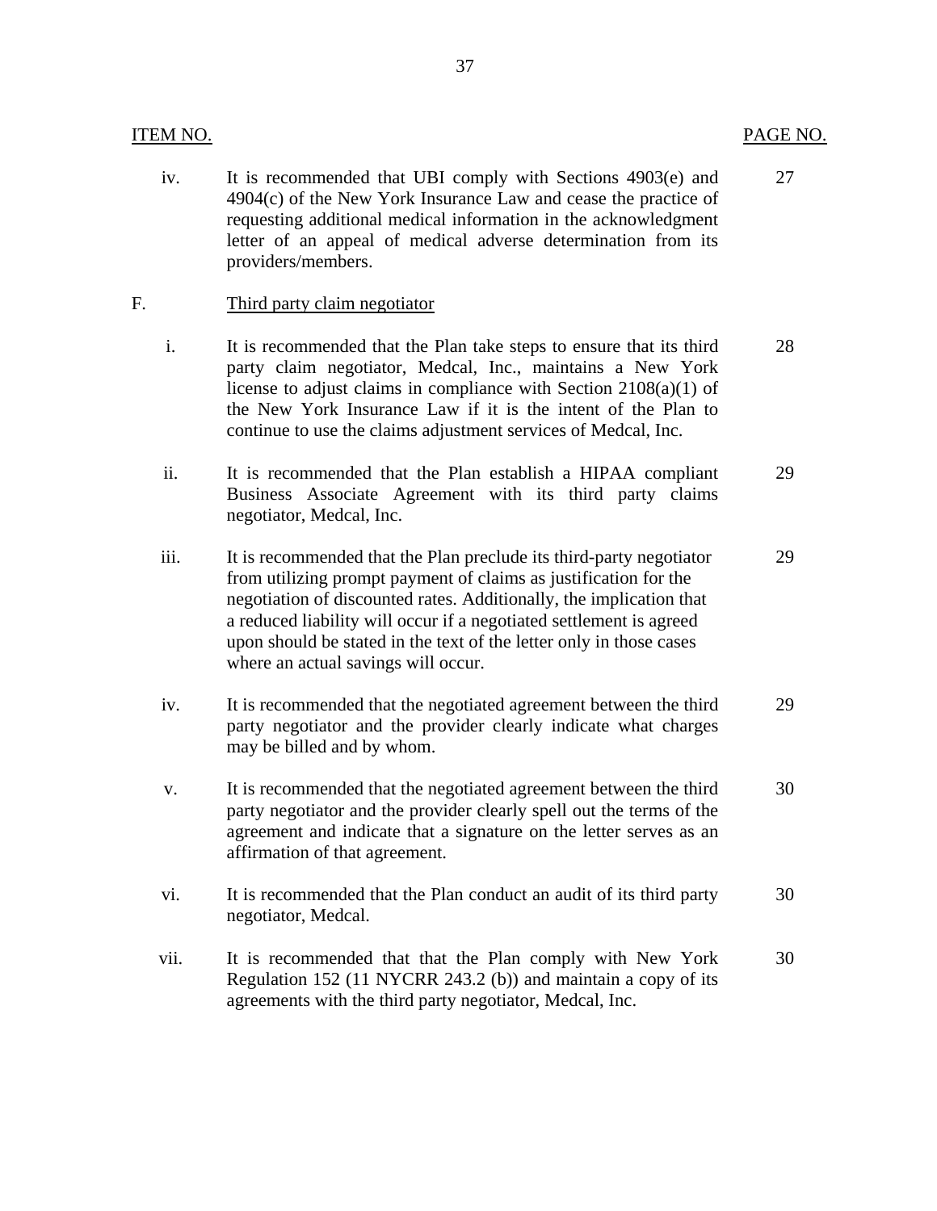| ITEM NO. | | PAGE NO. |
|---|---|---|
| iv. | It is recommended that UBI comply with Sections 4903(e) and 4904(c) of the New York Insurance Law and cease the practice of requesting additional medical information in the acknowledgment letter of an appeal of medical adverse determination from its providers/members. | 27 |
| F. | Third party claim negotiator | |
| i. | It is recommended that the Plan take steps to ensure that its third party claim negotiator, Medcal, Inc., maintains a New York license to adjust claims in compliance with Section 2108(a)(1) of the New York Insurance Law if it is the intent of the Plan to continue to use the claims adjustment services of Medcal, Inc. | 28 |
| ii. | It is recommended that the Plan establish a HIPAA compliant Business Associate Agreement with its third party claims negotiator, Medcal, Inc. | 29 |
| iii. | It is recommended that the Plan preclude its third-party negotiator from utilizing prompt payment of claims as justification for the negotiation of discounted rates. Additionally, the implication that a reduced liability will occur if a negotiated settlement is agreed upon should be stated in the text of the letter only in those cases where an actual savings will occur. | 29 |
| iv. | It is recommended that the negotiated agreement between the third party negotiator and the provider clearly indicate what charges may be billed and by whom. | 29 |
| v. | It is recommended that the negotiated agreement between the third party negotiator and the provider clearly spell out the terms of the agreement and indicate that a signature on the letter serves as an affirmation of that agreement. | 30 |
| vi. | It is recommended that the Plan conduct an audit of its third party negotiator, Medcal. | 30 |
| vii. | It is recommended that that the Plan comply with New York Regulation 152 (11 NYCRR 243.2 (b)) and maintain a copy of its agreements with the third party negotiator, Medcal, Inc. | 30 |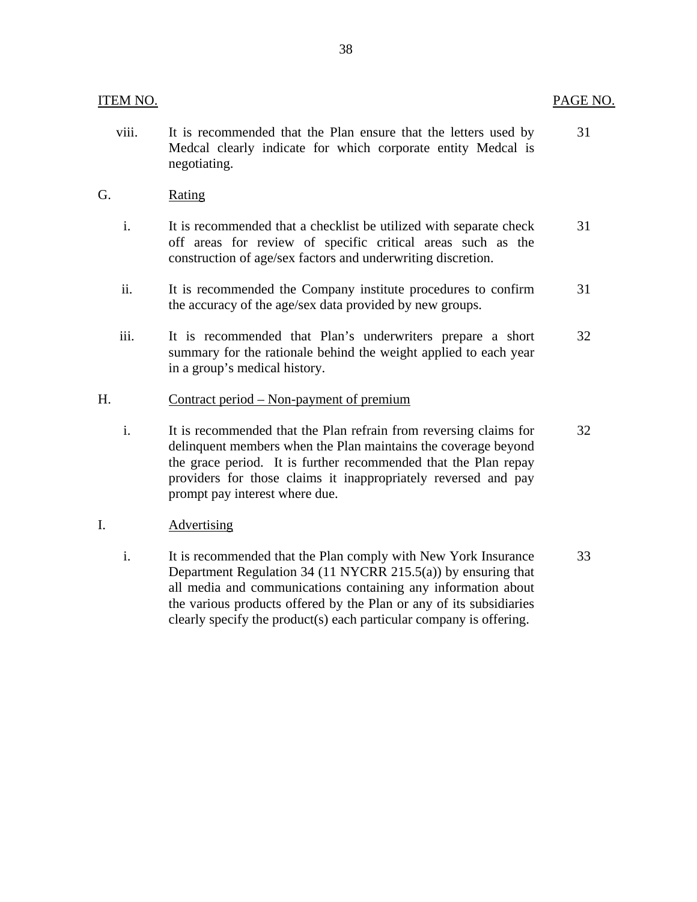| ITEM NO. | | PAGE NO. |
|---|---|---|
| viii. | It is recommended that the Plan ensure that the letters used by Medcal clearly indicate for which corporate entity Medcal is negotiating. | 31 |
| G. | Rating | |
| i. | It is recommended that a checklist be utilized with separate check off areas for review of specific critical areas such as the construction of age/sex factors and underwriting discretion. | 31 |
| ii. | It is recommended the Company institute procedures to confirm the accuracy of the age/sex data provided by new groups. | 31 |
| iii. | It is recommended that Plan's underwriters prepare a short summary for the rationale behind the weight applied to each year in a group's medical history. | 32 |
| H. | Contract period – Non-payment of premium | |
| i. | It is recommended that the Plan refrain from reversing claims for delinquent members when the Plan maintains the coverage beyond the grace period. It is further recommended that the Plan repay providers for those claims it inappropriately reversed and pay prompt pay interest where due. | 32 |
| I. | Advertising | |
| i. | It is recommended that the Plan comply with New York Insurance Department Regulation 34 (11 NYCRR 215.5(a)) by ensuring that all media and communications containing any information about the various products offered by the Plan or any of its subsidiaries clearly specify the product(s) each particular company is offering. | 33 |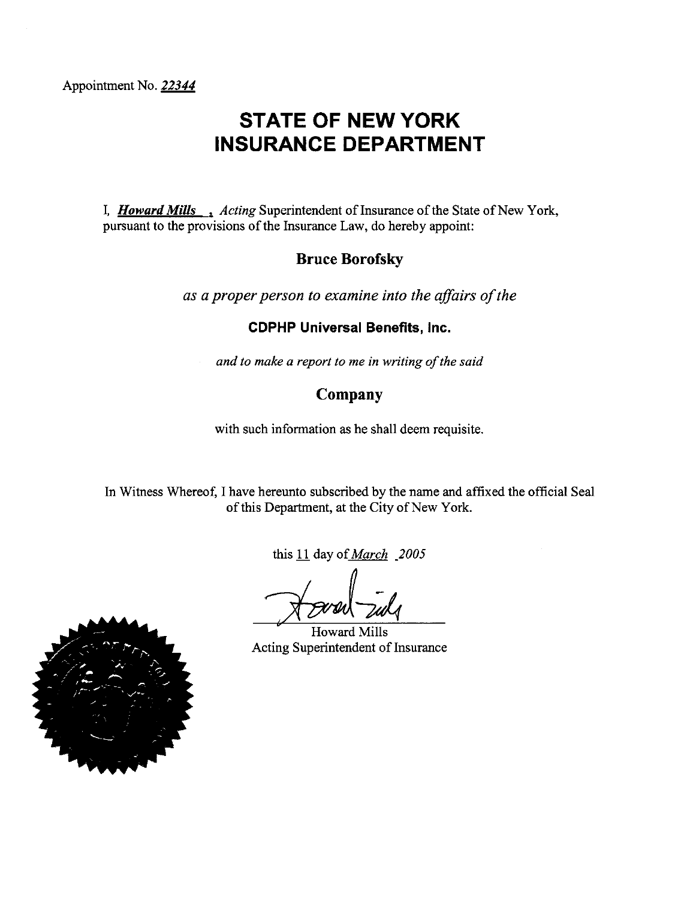Appointment No. *22344*

# STATE OF NEW YORK
# INSURANCE DEPARTMENT

I, ***Howard Mills*** , *Acting* Superintendent of Insurance of the State of New York, pursuant to the provisions of the Insurance Law, do hereby appoint:

**Bruce Borofsky**

*as a proper person to examine into the affairs of the*

**CDPHP Universal Benefits, Inc.**

*and to make a report to me in writing of the said*

**Company**

with such information as he shall deem requisite.

In Witness Whereof, I have hereunto subscribed by the name and affixed the official Seal of this Department, at the City of New York.

this 11 day of *March* *2005*

Howard Mills
Acting Superintendent of Insurance